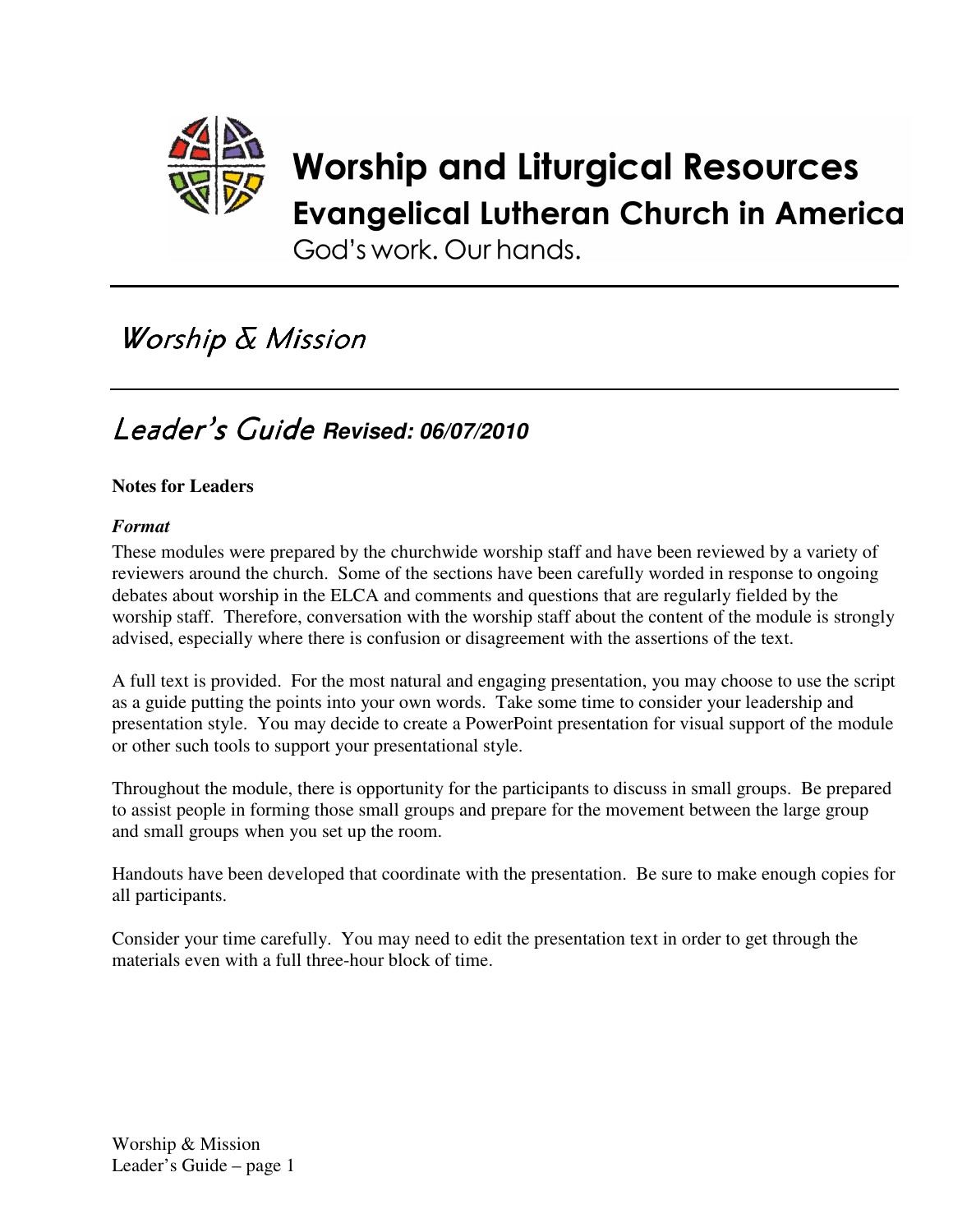# Worship and Liturgical Resources

## Evangelical Lutheran Church in America

God's work. Our hands.

---

# *Worship & Mission*

---

## *Leader's Guide* **Revised: 06/07/2010**

**Notes for Leaders**

***Format***

These modules were prepared by the churchwide worship staff and have been reviewed by a variety of reviewers around the church. Some of the sections have been carefully worded in response to ongoing debates about worship in the ELCA and comments and questions that are regularly fielded by the worship staff. Therefore, conversation with the worship staff about the content of the module is strongly advised, especially where there is confusion or disagreement with the assertions of the text.

A full text is provided. For the most natural and engaging presentation, you may choose to use the script as a guide putting the points into your own words. Take some time to consider your leadership and presentation style. You may decide to create a PowerPoint presentation for visual support of the module or other such tools to support your presentational style.

Throughout the module, there is opportunity for the participants to discuss in small groups. Be prepared to assist people in forming those small groups and prepare for the movement between the large group and small groups when you set up the room.

Handouts have been developed that coordinate with the presentation. Be sure to make enough copies for all participants.

Consider your time carefully. You may need to edit the presentation text in order to get through the materials even with a full three-hour block of time.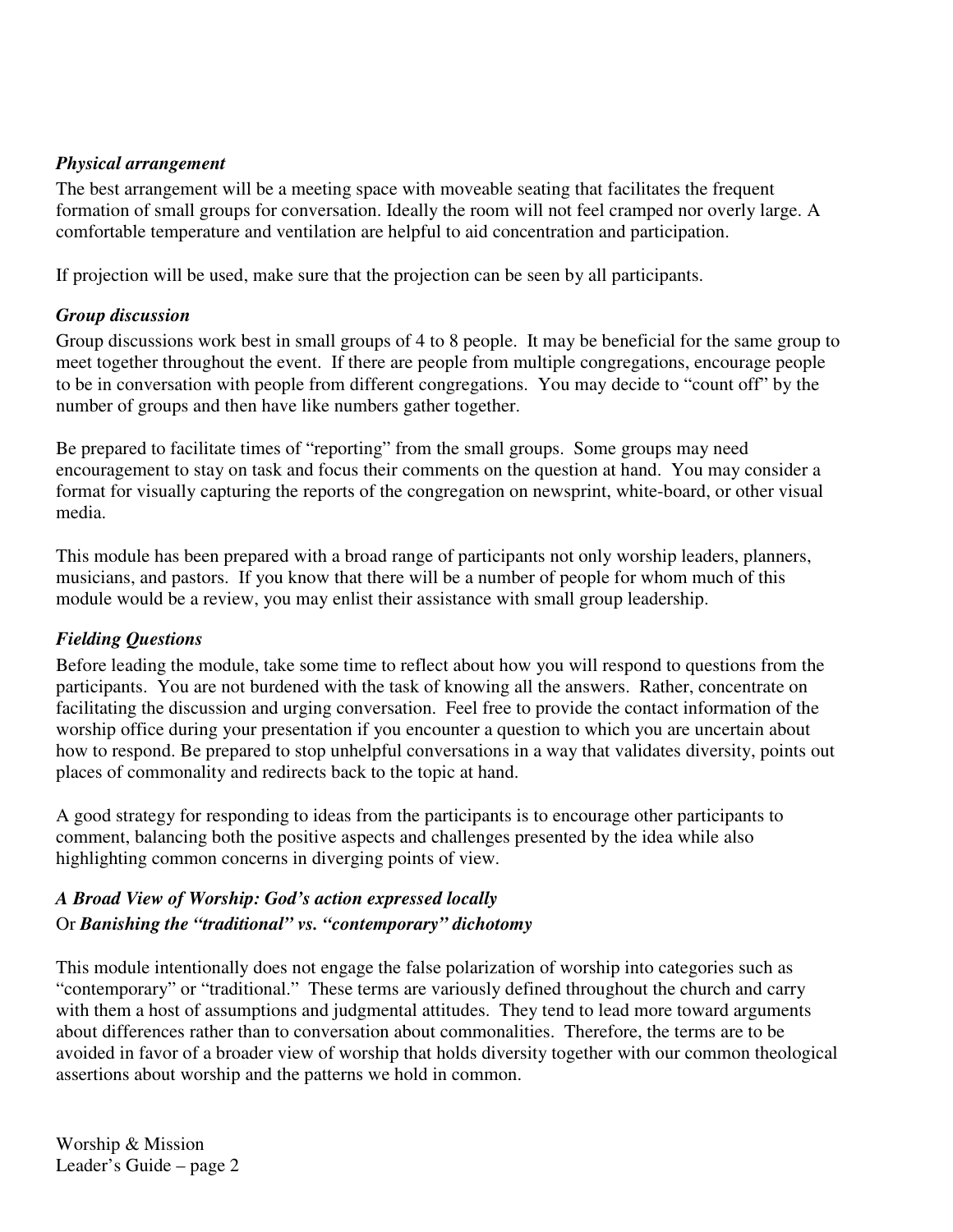### *Physical arrangement*

The best arrangement will be a meeting space with moveable seating that facilitates the frequent formation of small groups for conversation. Ideally the room will not feel cramped nor overly large. A comfortable temperature and ventilation are helpful to aid concentration and participation.

If projection will be used, make sure that the projection can be seen by all participants.

### *Group discussion*

Group discussions work best in small groups of 4 to 8 people. It may be beneficial for the same group to meet together throughout the event. If there are people from multiple congregations, encourage people to be in conversation with people from different congregations. You may decide to "count off" by the number of groups and then have like numbers gather together.

Be prepared to facilitate times of "reporting" from the small groups. Some groups may need encouragement to stay on task and focus their comments on the question at hand. You may consider a format for visually capturing the reports of the congregation on newsprint, white-board, or other visual media.

This module has been prepared with a broad range of participants not only worship leaders, planners, musicians, and pastors. If you know that there will be a number of people for whom much of this module would be a review, you may enlist their assistance with small group leadership.

### *Fielding Questions*

Before leading the module, take some time to reflect about how you will respond to questions from the participants. You are not burdened with the task of knowing all the answers. Rather, concentrate on facilitating the discussion and urging conversation. Feel free to provide the contact information of the worship office during your presentation if you encounter a question to which you are uncertain about how to respond. Be prepared to stop unhelpful conversations in a way that validates diversity, points out places of commonality and redirects back to the topic at hand.

A good strategy for responding to ideas from the participants is to encourage other participants to comment, balancing both the positive aspects and challenges presented by the idea while also highlighting common concerns in diverging points of view.

### *A Broad View of Worship: God's action expressed locally*
### Or *Banishing the "traditional" vs. "contemporary" dichotomy*

This module intentionally does not engage the false polarization of worship into categories such as "contemporary" or "traditional." These terms are variously defined throughout the church and carry with them a host of assumptions and judgmental attitudes. They tend to lead more toward arguments about differences rather than to conversation about commonalities. Therefore, the terms are to be avoided in favor of a broader view of worship that holds diversity together with our common theological assertions about worship and the patterns we hold in common.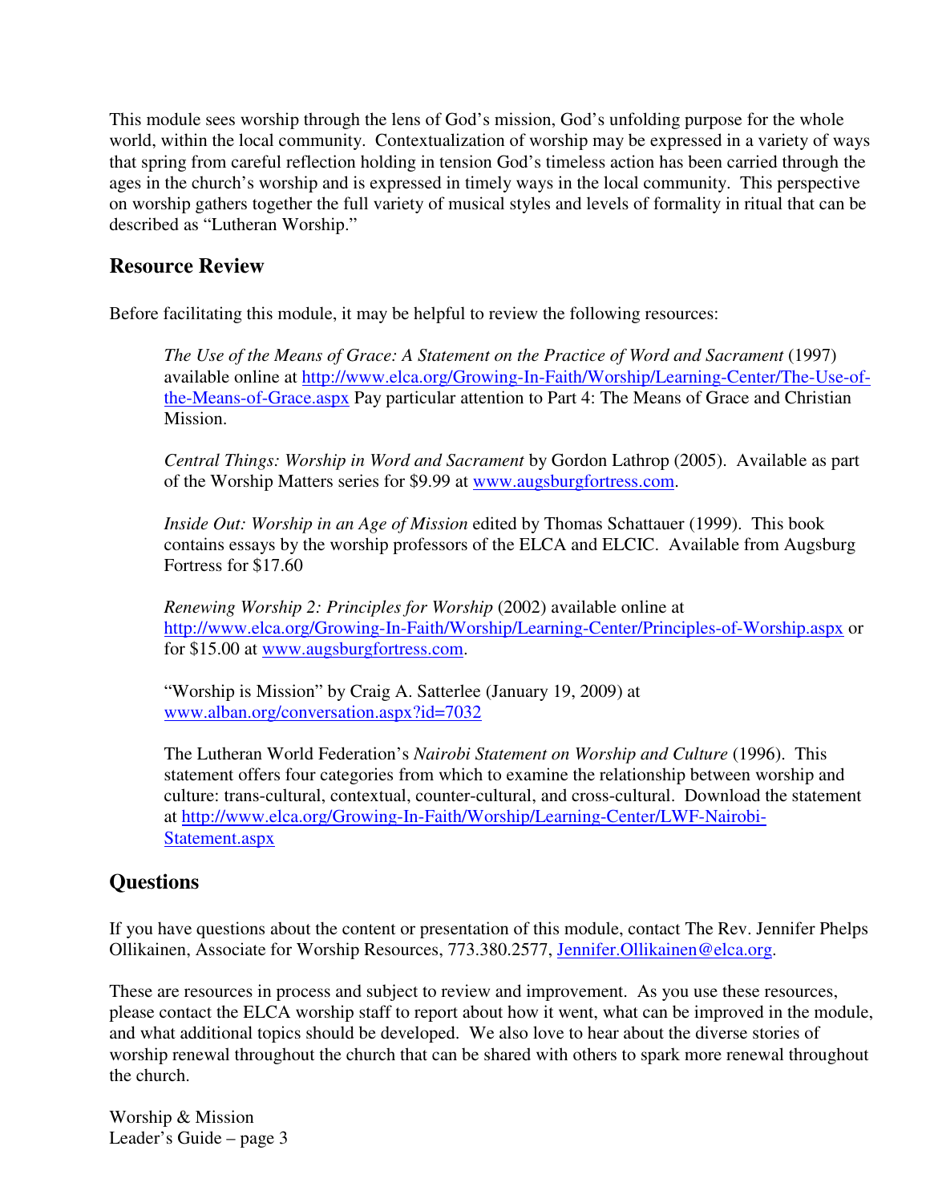This module sees worship through the lens of God's mission, God's unfolding purpose for the whole world, within the local community. Contextualization of worship may be expressed in a variety of ways that spring from careful reflection holding in tension God's timeless action has been carried through the ages in the church's worship and is expressed in timely ways in the local community. This perspective on worship gathers together the full variety of musical styles and levels of formality in ritual that can be described as "Lutheran Worship."

## Resource Review

Before facilitating this module, it may be helpful to review the following resources:

> *The Use of the Means of Grace: A Statement on the Practice of Word and Sacrament* (1997) available online at [http://www.elca.org/Growing-In-Faith/Worship/Learning-Center/The-Use-of-the-Means-of-Grace.aspx](http://www.elca.org/Growing-In-Faith/Worship/Learning-Center/The-Use-of-the-Means-of-Grace.aspx) Pay particular attention to Part 4: The Means of Grace and Christian Mission.
>
> *Central Things: Worship in Word and Sacrament* by Gordon Lathrop (2005). Available as part of the Worship Matters series for $9.99 at [www.augsburgfortress.com](http://www.augsburgfortress.com).
>
> *Inside Out: Worship in an Age of Mission* edited by Thomas Schattauer (1999). This book contains essays by the worship professors of the ELCA and ELCIC. Available from Augsburg Fortress for $17.60
>
> *Renewing Worship 2: Principles for Worship* (2002) available online at [http://www.elca.org/Growing-In-Faith/Worship/Learning-Center/Principles-of-Worship.aspx](http://www.elca.org/Growing-In-Faith/Worship/Learning-Center/Principles-of-Worship.aspx) or for $15.00 at [www.augsburgfortress.com](http://www.augsburgfortress.com).
>
> "Worship is Mission" by Craig A. Satterlee (January 19, 2009) at [www.alban.org/conversation.aspx?id=7032](http://www.alban.org/conversation.aspx?id=7032)
>
> The Lutheran World Federation's *Nairobi Statement on Worship and Culture* (1996). This statement offers four categories from which to examine the relationship between worship and culture: trans-cultural, contextual, counter-cultural, and cross-cultural. Download the statement at [http://www.elca.org/Growing-In-Faith/Worship/Learning-Center/LWF-Nairobi-Statement.aspx](http://www.elca.org/Growing-In-Faith/Worship/Learning-Center/LWF-Nairobi-Statement.aspx)

## Questions

If you have questions about the content or presentation of this module, contact The Rev. Jennifer Phelps Ollikainen, Associate for Worship Resources, 773.380.2577, [Jennifer.Ollikainen@elca.org](mailto:Jennifer.Ollikainen@elca.org).

These are resources in process and subject to review and improvement. As you use these resources, please contact the ELCA worship staff to report about how it went, what can be improved in the module, and what additional topics should be developed. We also love to hear about the diverse stories of worship renewal throughout the church that can be shared with others to spark more renewal throughout the church.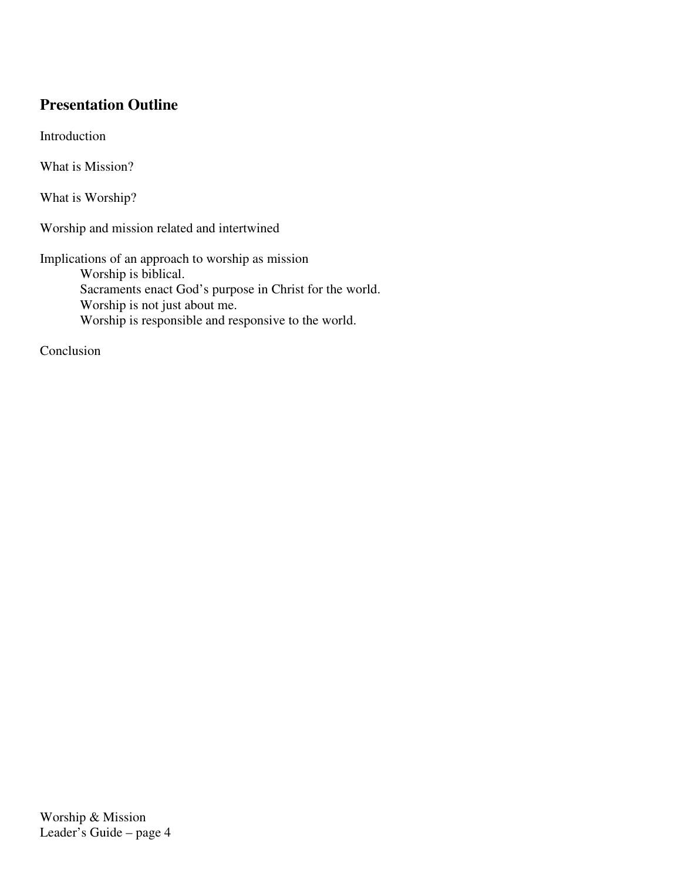## Presentation Outline

Introduction

What is Mission?

What is Worship?

Worship and mission related and intertwined

Implications of an approach to worship as mission

- Worship is biblical.
- Sacraments enact God's purpose in Christ for the world.
- Worship is not just about me.
- Worship is responsible and responsive to the world.

Conclusion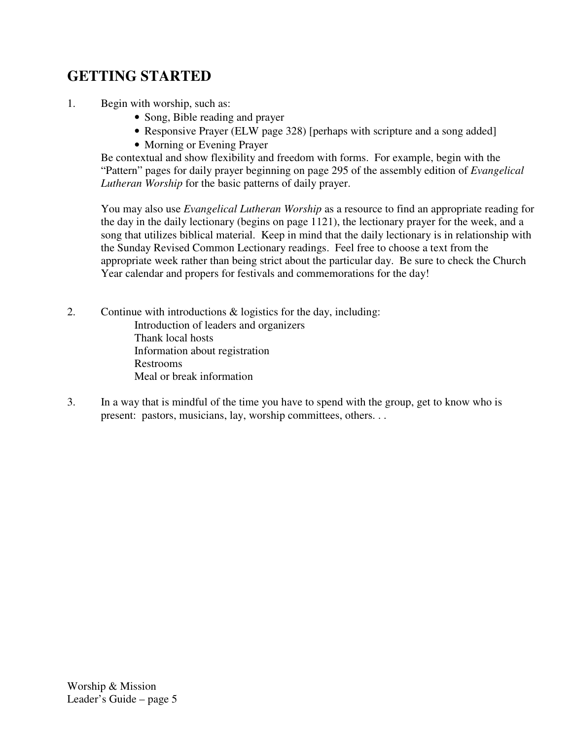## GETTING STARTED

1. Begin with worship, such as:
   - Song, Bible reading and prayer
   - Responsive Prayer (ELW page 328) [perhaps with scripture and a song added]
   - Morning or Evening Prayer

   Be contextual and show flexibility and freedom with forms. For example, begin with the "Pattern" pages for daily prayer beginning on page 295 of the assembly edition of *Evangelical Lutheran Worship* for the basic patterns of daily prayer.

   You may also use *Evangelical Lutheran Worship* as a resource to find an appropriate reading for the day in the daily lectionary (begins on page 1121), the lectionary prayer for the week, and a song that utilizes biblical material. Keep in mind that the daily lectionary is in relationship with the Sunday Revised Common Lectionary readings. Feel free to choose a text from the appropriate week rather than being strict about the particular day. Be sure to check the Church Year calendar and propers for festivals and commemorations for the day!

2. Continue with introductions & logistics for the day, including:

   Introduction of leaders and organizers
   Thank local hosts
   Information about registration
   Restrooms
   Meal or break information

3. In a way that is mindful of the time you have to spend with the group, get to know who is present: pastors, musicians, lay, worship committees, others. . .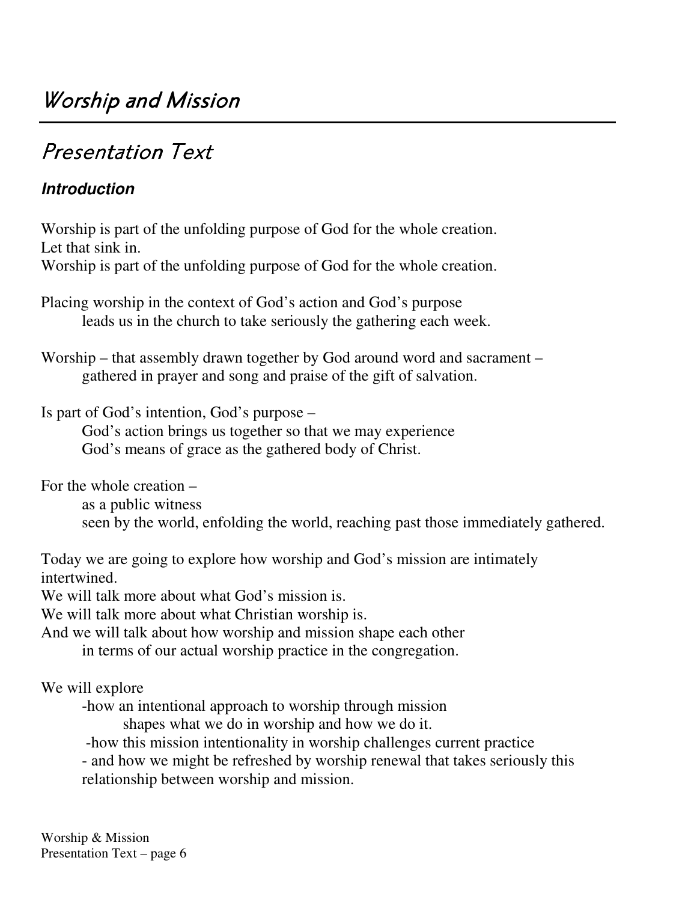# Worship and Mission

## Presentation Text

### Introduction

Worship is part of the unfolding purpose of God for the whole creation.
Let that sink in.
Worship is part of the unfolding purpose of God for the whole creation.

Placing worship in the context of God's action and God's purpose
leads us in the church to take seriously the gathering each week.

Worship – that assembly drawn together by God around word and sacrament –
gathered in prayer and song and praise of the gift of salvation.

Is part of God's intention, God's purpose –
God's action brings us together so that we may experience
God's means of grace as the gathered body of Christ.

For the whole creation –
as a public witness
seen by the world, enfolding the world, reaching past those immediately gathered.

Today we are going to explore how worship and God's mission are intimately intertwined.
We will talk more about what God's mission is.
We will talk more about what Christian worship is.
And we will talk about how worship and mission shape each other
in terms of our actual worship practice in the congregation.

We will explore

- how an intentional approach to worship through mission
  shapes what we do in worship and how we do it.
- how this mission intentionality in worship challenges current practice
- and how we might be refreshed by worship renewal that takes seriously this relationship between worship and mission.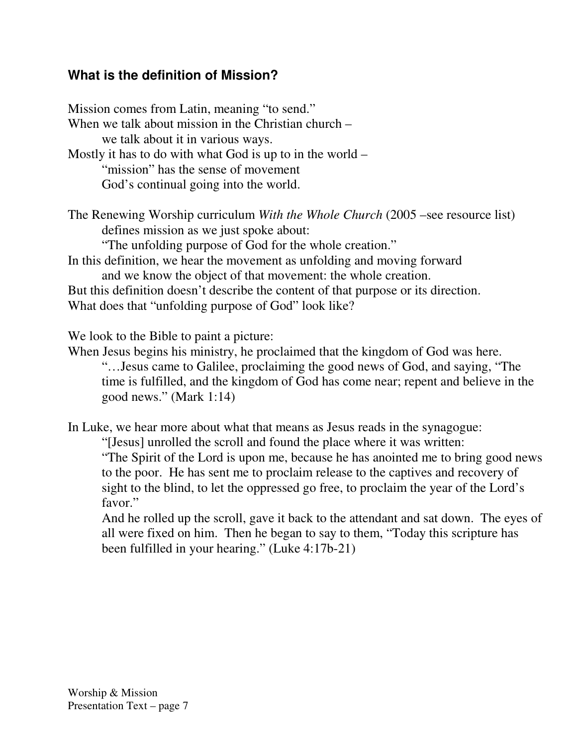### What is the definition of Mission?

Mission comes from Latin, meaning "to send."
When we talk about mission in the Christian church –
 we talk about it in various ways.
Mostly it has to do with what God is up to in the world –
 "mission" has the sense of movement
 God's continual going into the world.

The Renewing Worship curriculum *With the Whole Church* (2005 –see resource list)
 defines mission as we just spoke about:
 "The unfolding purpose of God for the whole creation."
In this definition, we hear the movement as unfolding and moving forward
 and we know the object of that movement: the whole creation.
But this definition doesn't describe the content of that purpose or its direction.
What does that "unfolding purpose of God" look like?

We look to the Bible to paint a picture:
When Jesus begins his ministry, he proclaimed that the kingdom of God was here.

> "…Jesus came to Galilee, proclaiming the good news of God, and saying, "The time is fulfilled, and the kingdom of God has come near; repent and believe in the good news." (Mark 1:14)

In Luke, we hear more about what that means as Jesus reads in the synagogue:

> "[Jesus] unrolled the scroll and found the place where it was written:
> "The Spirit of the Lord is upon me, because he has anointed me to bring good news to the poor. He has sent me to proclaim release to the captives and recovery of sight to the blind, to let the oppressed go free, to proclaim the year of the Lord's favor."
> And he rolled up the scroll, gave it back to the attendant and sat down. The eyes of all were fixed on him. Then he began to say to them, "Today this scripture has been fulfilled in your hearing." (Luke 4:17b-21)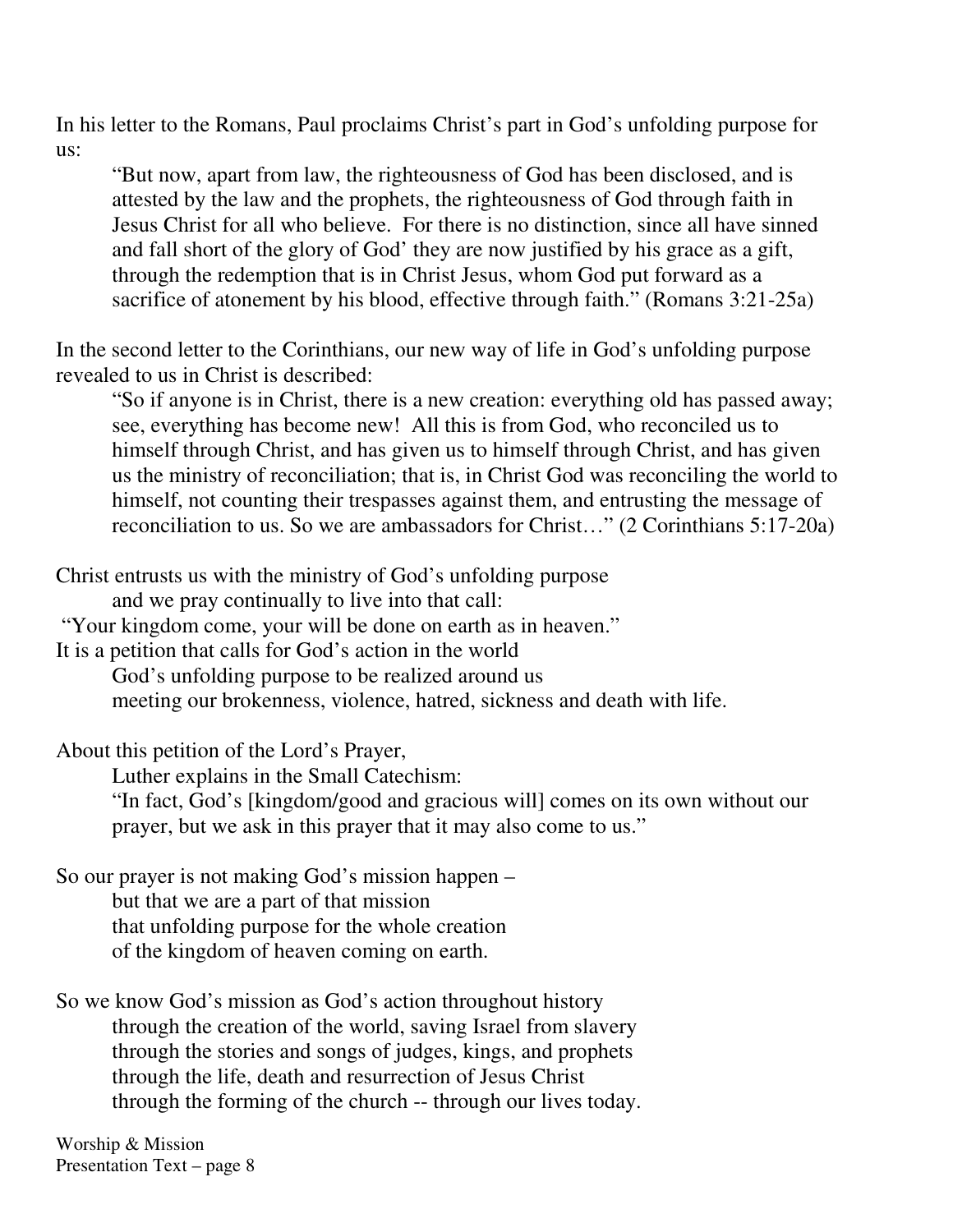In his letter to the Romans, Paul proclaims Christ's part in God's unfolding purpose for us:

> "But now, apart from law, the righteousness of God has been disclosed, and is attested by the law and the prophets, the righteousness of God through faith in Jesus Christ for all who believe. For there is no distinction, since all have sinned and fall short of the glory of God' they are now justified by his grace as a gift, through the redemption that is in Christ Jesus, whom God put forward as a sacrifice of atonement by his blood, effective through faith." (Romans 3:21-25a)

In the second letter to the Corinthians, our new way of life in God's unfolding purpose revealed to us in Christ is described:

> "So if anyone is in Christ, there is a new creation: everything old has passed away; see, everything has become new! All this is from God, who reconciled us to himself through Christ, and has given us to himself through Christ, and has given us the ministry of reconciliation; that is, in Christ God was reconciling the world to himself, not counting their trespasses against them, and entrusting the message of reconciliation to us. So we are ambassadors for Christ…" (2 Corinthians 5:17-20a)

Christ entrusts us with the ministry of God's unfolding purpose
    and we pray continually to live into that call:
"Your kingdom come, your will be done on earth as in heaven."
It is a petition that calls for God's action in the world
    God's unfolding purpose to be realized around us
    meeting our brokenness, violence, hatred, sickness and death with life.

About this petition of the Lord's Prayer,
    Luther explains in the Small Catechism:
    "In fact, God's [kingdom/good and gracious will] comes on its own without our prayer, but we ask in this prayer that it may also come to us."

So our prayer is not making God's mission happen –
    but that we are a part of that mission
    that unfolding purpose for the whole creation
    of the kingdom of heaven coming on earth.

So we know God's mission as God's action throughout history
    through the creation of the world, saving Israel from slavery
    through the stories and songs of judges, kings, and prophets
    through the life, death and resurrection of Jesus Christ
    through the forming of the church -- through our lives today.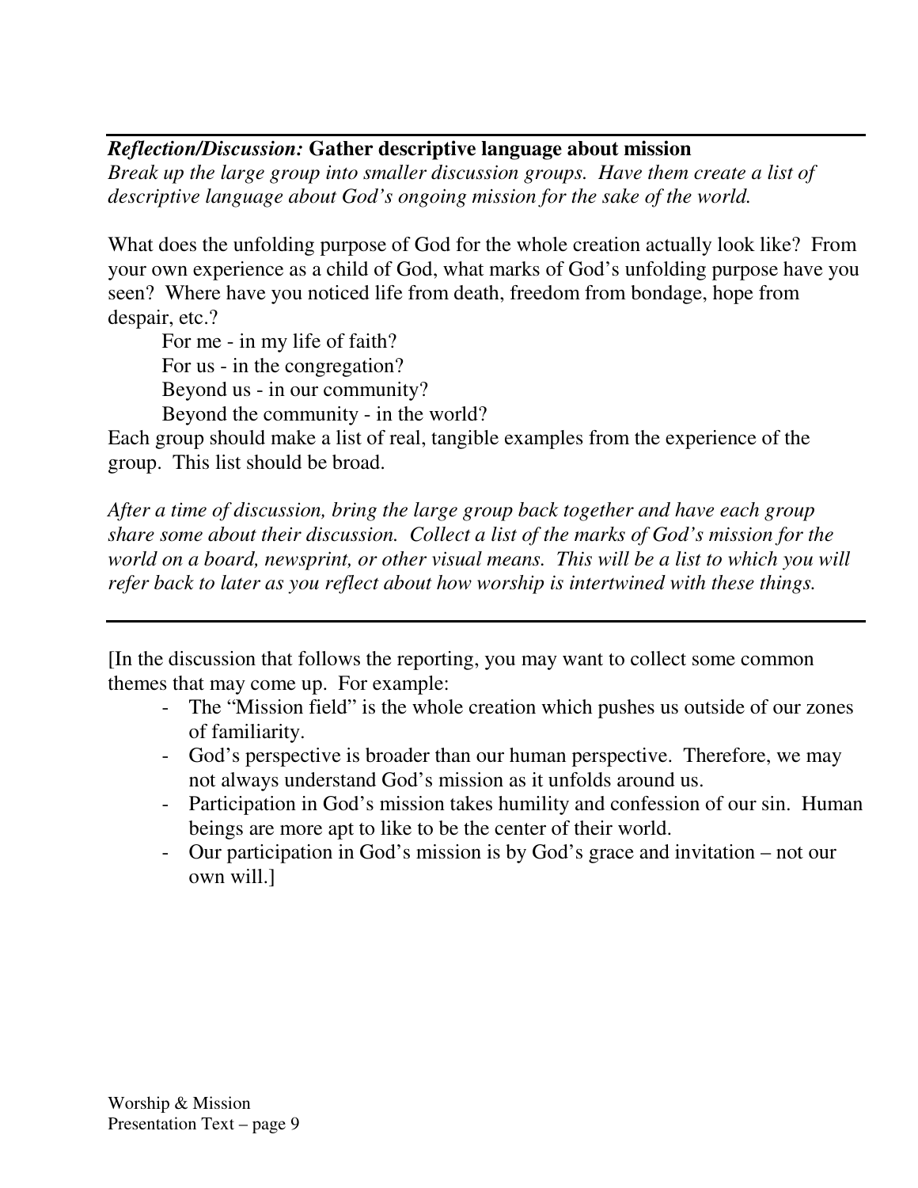---

***Reflection/Discussion:*** **Gather descriptive language about mission**

*Break up the large group into smaller discussion groups. Have them create a list of descriptive language about God's ongoing mission for the sake of the world.*

What does the unfolding purpose of God for the whole creation actually look like? From your own experience as a child of God, what marks of God's unfolding purpose have you seen? Where have you noticed life from death, freedom from bondage, hope from despair, etc.?

For me - in my life of faith?
For us - in the congregation?
Beyond us - in our community?
Beyond the community - in the world?

Each group should make a list of real, tangible examples from the experience of the group. This list should be broad.

*After a time of discussion, bring the large group back together and have each group share some about their discussion. Collect a list of the marks of God's mission for the world on a board, newsprint, or other visual means. This will be a list to which you will refer back to later as you reflect about how worship is intertwined with these things.*

---

[In the discussion that follows the reporting, you may want to collect some common themes that may come up. For example:

- The "Mission field" is the whole creation which pushes us outside of our zones of familiarity.
- God's perspective is broader than our human perspective. Therefore, we may not always understand God's mission as it unfolds around us.
- Participation in God's mission takes humility and confession of our sin. Human beings are more apt to like to be the center of their world.
- Our participation in God's mission is by God's grace and invitation – not our own will.]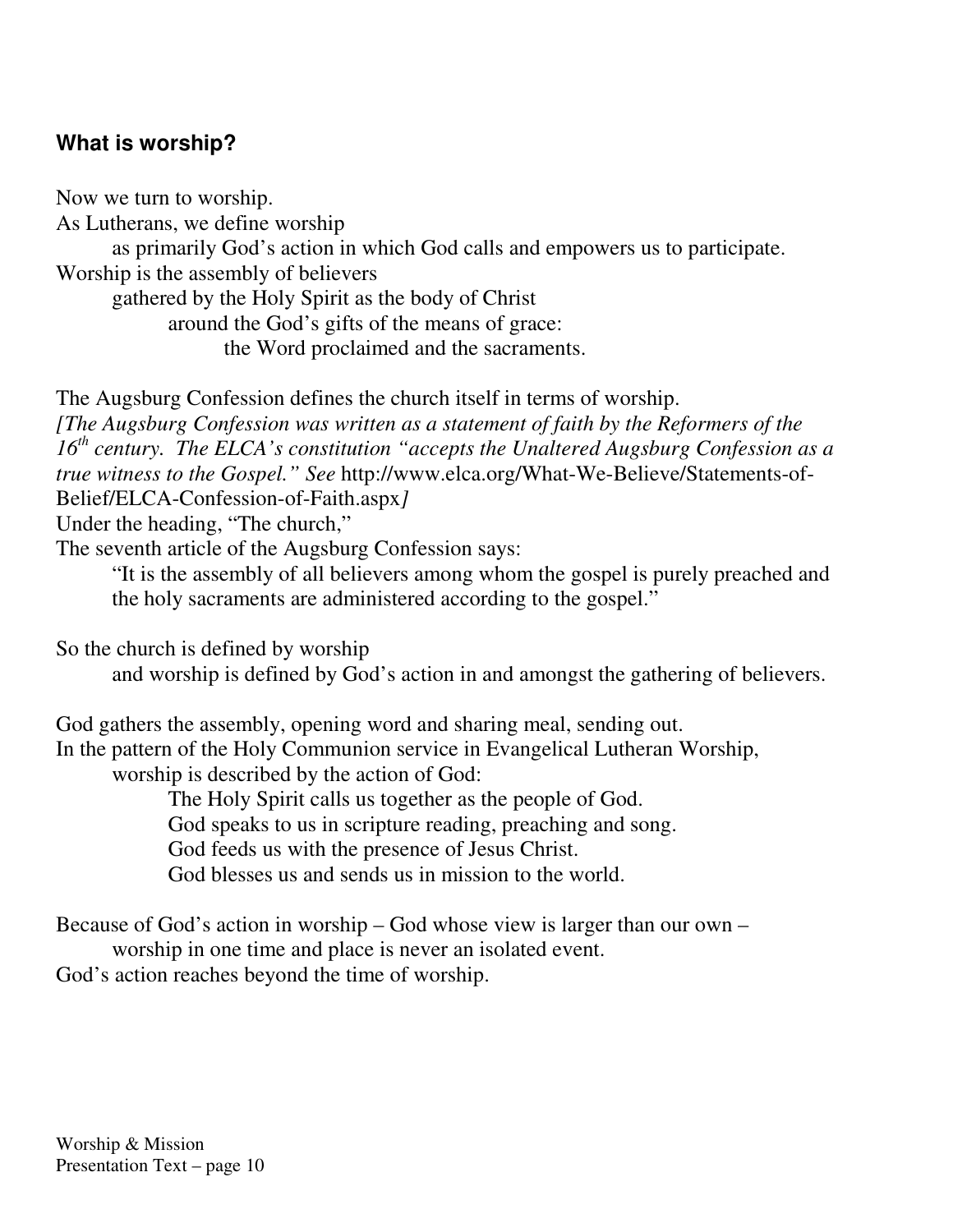## What is worship?

Now we turn to worship.
As Lutherans, we define worship
as primarily God's action in which God calls and empowers us to participate.
Worship is the assembly of believers
gathered by the Holy Spirit as the body of Christ
around the God's gifts of the means of grace:
the Word proclaimed and the sacraments.

The Augsburg Confession defines the church itself in terms of worship.
*[The Augsburg Confession was written as a statement of faith by the Reformers of the 16th century. The ELCA's constitution "accepts the Unaltered Augsburg Confession as a true witness to the Gospel." See* http://www.elca.org/What-We-Believe/Statements-of-Belief/ELCA-Confession-of-Faith.aspx*]*
Under the heading, "The church,"
The seventh article of the Augsburg Confession says:
"It is the assembly of all believers among whom the gospel is purely preached and the holy sacraments are administered according to the gospel."

So the church is defined by worship
and worship is defined by God's action in and amongst the gathering of believers.

God gathers the assembly, opening word and sharing meal, sending out.
In the pattern of the Holy Communion service in Evangelical Lutheran Worship,
worship is described by the action of God:
The Holy Spirit calls us together as the people of God.
God speaks to us in scripture reading, preaching and song.
God feeds us with the presence of Jesus Christ.
God blesses us and sends us in mission to the world.

Because of God's action in worship – God whose view is larger than our own –
worship in one time and place is never an isolated event.
God's action reaches beyond the time of worship.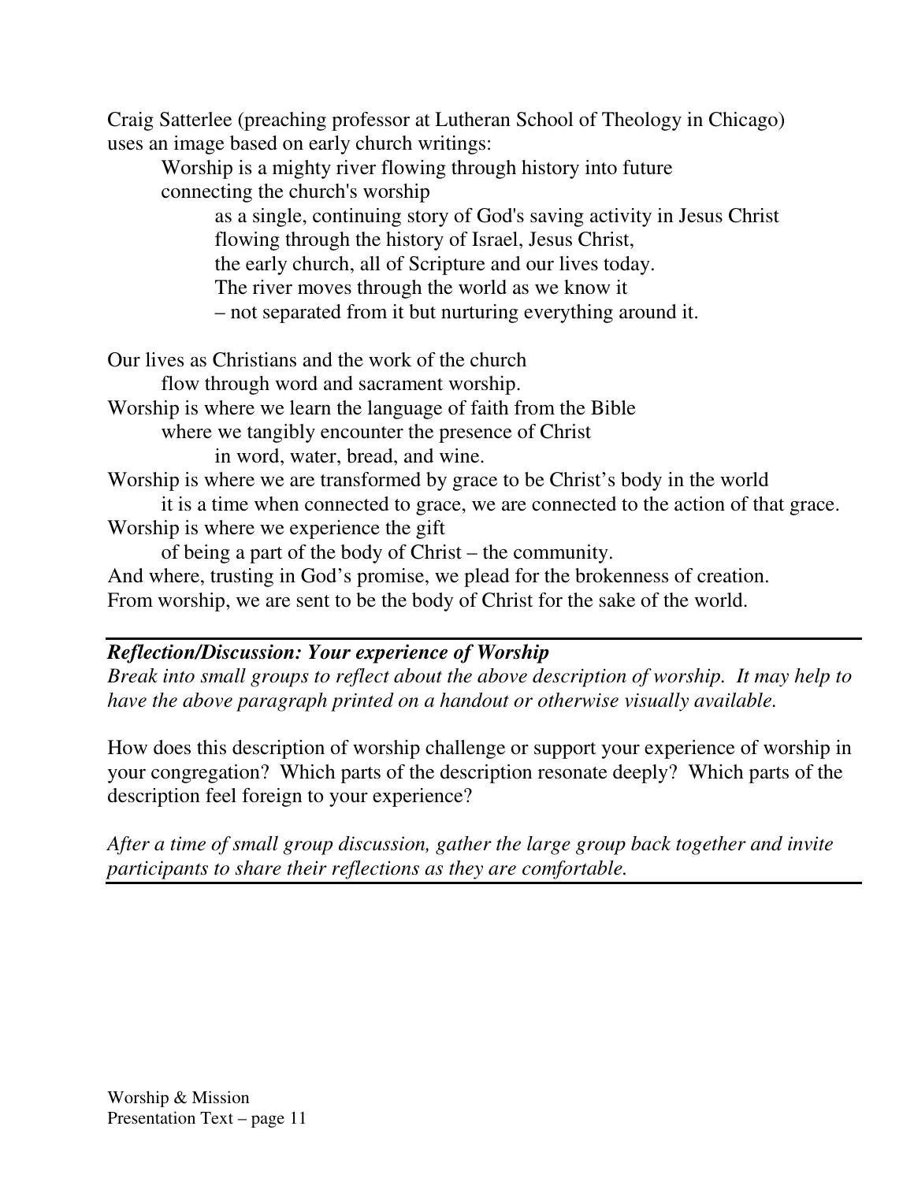Craig Satterlee (preaching professor at Lutheran School of Theology in Chicago) uses an image based on early church writings:

> Worship is a mighty river flowing through history into future
> connecting the church's worship
>
> > as a single, continuing story of God's saving activity in Jesus Christ
> > flowing through the history of Israel, Jesus Christ,
> > the early church, all of Scripture and our lives today.
> > The river moves through the world as we know it
> > – not separated from it but nurturing everything around it.

Our lives as Christians and the work of the church
flow through word and sacrament worship.
Worship is where we learn the language of faith from the Bible
where we tangibly encounter the presence of Christ
in word, water, bread, and wine.
Worship is where we are transformed by grace to be Christ's body in the world
it is a time when connected to grace, we are connected to the action of that grace.
Worship is where we experience the gift
of being a part of the body of Christ – the community.
And where, trusting in God's promise, we plead for the brokenness of creation.
From worship, we are sent to be the body of Christ for the sake of the world.

---

***Reflection/Discussion: Your experience of Worship***

*Break into small groups to reflect about the above description of worship. It may help to have the above paragraph printed on a handout or otherwise visually available.*

How does this description of worship challenge or support your experience of worship in your congregation? Which parts of the description resonate deeply? Which parts of the description feel foreign to your experience?

*After a time of small group discussion, gather the large group back together and invite participants to share their reflections as they are comfortable.*

---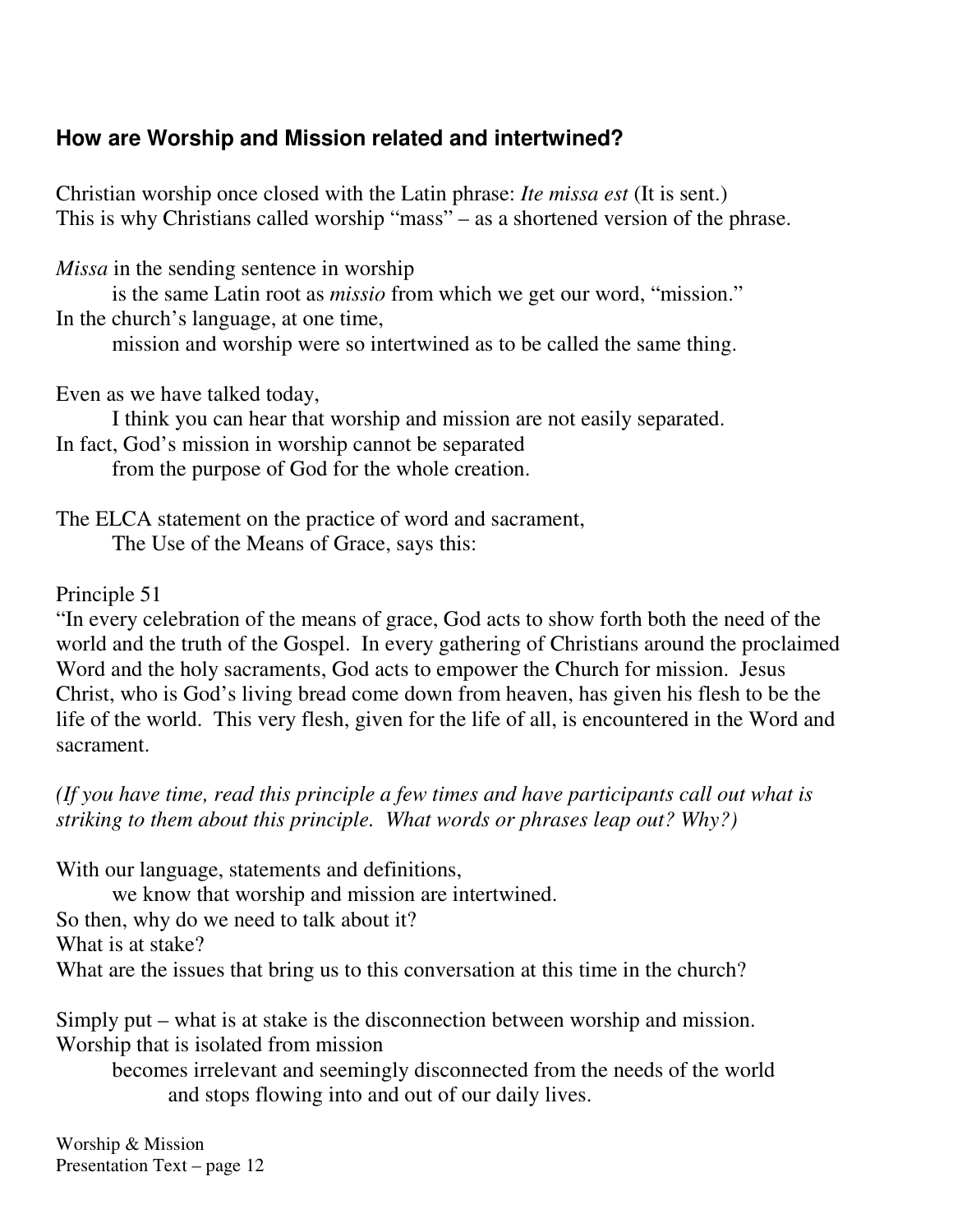### How are Worship and Mission related and intertwined?

Christian worship once closed with the Latin phrase: *Ite missa est* (It is sent.)
This is why Christians called worship “mass” – as a shortened version of the phrase.

*Missa* in the sending sentence in worship
is the same Latin root as *missio* from which we get our word, “mission.”
In the church’s language, at one time,
mission and worship were so intertwined as to be called the same thing.

Even as we have talked today,
I think you can hear that worship and mission are not easily separated.
In fact, God’s mission in worship cannot be separated
from the purpose of God for the whole creation.

The ELCA statement on the practice of word and sacrament,
The Use of the Means of Grace, says this:

Principle 51
“In every celebration of the means of grace, God acts to show forth both the need of the world and the truth of the Gospel. In every gathering of Christians around the proclaimed Word and the holy sacraments, God acts to empower the Church for mission. Jesus Christ, who is God’s living bread come down from heaven, has given his flesh to be the life of the world. This very flesh, given for the life of all, is encountered in the Word and sacrament.

*(If you have time, read this principle a few times and have participants call out what is striking to them about this principle. What words or phrases leap out? Why?)*

With our language, statements and definitions,
we know that worship and mission are intertwined.
So then, why do we need to talk about it?
What is at stake?
What are the issues that bring us to this conversation at this time in the church?

Simply put – what is at stake is the disconnection between worship and mission.
Worship that is isolated from mission
becomes irrelevant and seemingly disconnected from the needs of the world
and stops flowing into and out of our daily lives.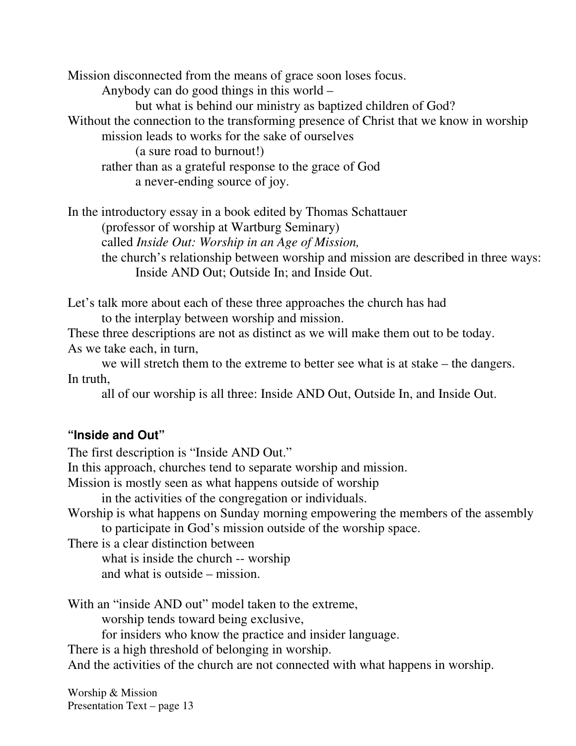Mission disconnected from the means of grace soon loses focus.
Anybody can do good things in this world –
but what is behind our ministry as baptized children of God?
Without the connection to the transforming presence of Christ that we know in worship
mission leads to works for the sake of ourselves
(a sure road to burnout!)
rather than as a grateful response to the grace of God
a never-ending source of joy.

In the introductory essay in a book edited by Thomas Schattauer
(professor of worship at Wartburg Seminary)
called *Inside Out: Worship in an Age of Mission,*
the church's relationship between worship and mission are described in three ways:
Inside AND Out; Outside In; and Inside Out.

Let's talk more about each of these three approaches the church has had
to the interplay between worship and mission.
These three descriptions are not as distinct as we will make them out to be today.
As we take each, in turn,
we will stretch them to the extreme to better see what is at stake – the dangers.
In truth,
all of our worship is all three: Inside AND Out, Outside In, and Inside Out.

### "Inside and Out"

The first description is "Inside AND Out."
In this approach, churches tend to separate worship and mission.
Mission is mostly seen as what happens outside of worship
in the activities of the congregation or individuals.
Worship is what happens on Sunday morning empowering the members of the assembly
to participate in God's mission outside of the worship space.
There is a clear distinction between
what is inside the church -- worship
and what is outside – mission.

With an "inside AND out" model taken to the extreme,
worship tends toward being exclusive,
for insiders who know the practice and insider language.
There is a high threshold of belonging in worship.
And the activities of the church are not connected with what happens in worship.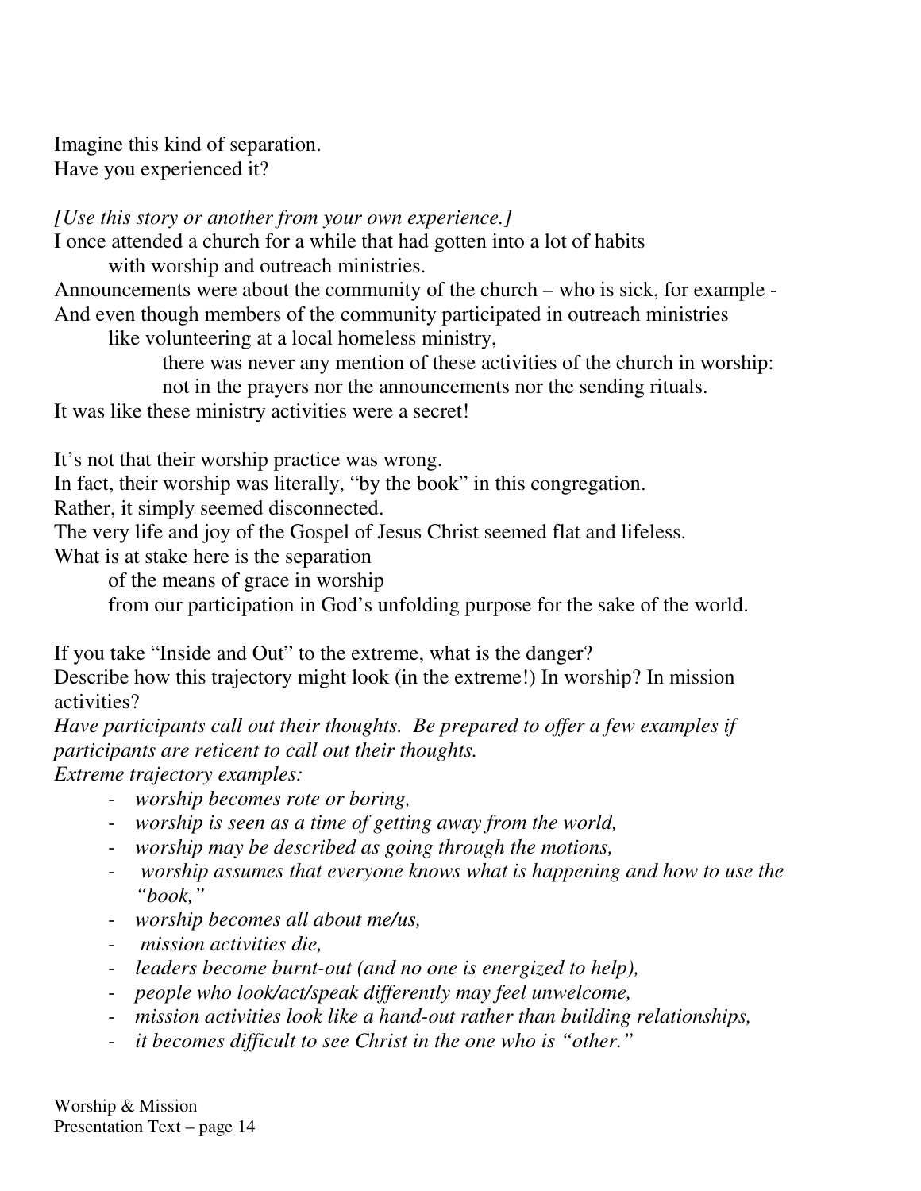Imagine this kind of separation.
Have you experienced it?

*[Use this story or another from your own experience.]*

I once attended a church for a while that had gotten into a lot of habits
with worship and outreach ministries.
Announcements were about the community of the church – who is sick, for example -
And even though members of the community participated in outreach ministries
like volunteering at a local homeless ministry,
there was never any mention of these activities of the church in worship:
not in the prayers nor the announcements nor the sending rituals.
It was like these ministry activities were a secret!

It's not that their worship practice was wrong.
In fact, their worship was literally, "by the book" in this congregation.
Rather, it simply seemed disconnected.
The very life and joy of the Gospel of Jesus Christ seemed flat and lifeless.
What is at stake here is the separation
of the means of grace in worship
from our participation in God's unfolding purpose for the sake of the world.

If you take "Inside and Out" to the extreme, what is the danger?
Describe how this trajectory might look (in the extreme!) In worship? In mission activities?

*Have participants call out their thoughts. Be prepared to offer a few examples if participants are reticent to call out their thoughts.*

*Extreme trajectory examples:*

- *worship becomes rote or boring,*
- *worship is seen as a time of getting away from the world,*
- *worship may be described as going through the motions,*
- *worship assumes that everyone knows what is happening and how to use the "book,"*
- *worship becomes all about me/us,*
- *mission activities die,*
- *leaders become burnt-out (and no one is energized to help),*
- *people who look/act/speak differently may feel unwelcome,*
- *mission activities look like a hand-out rather than building relationships,*
- *it becomes difficult to see Christ in the one who is "other."*

Worship & Mission
Presentation Text – page 14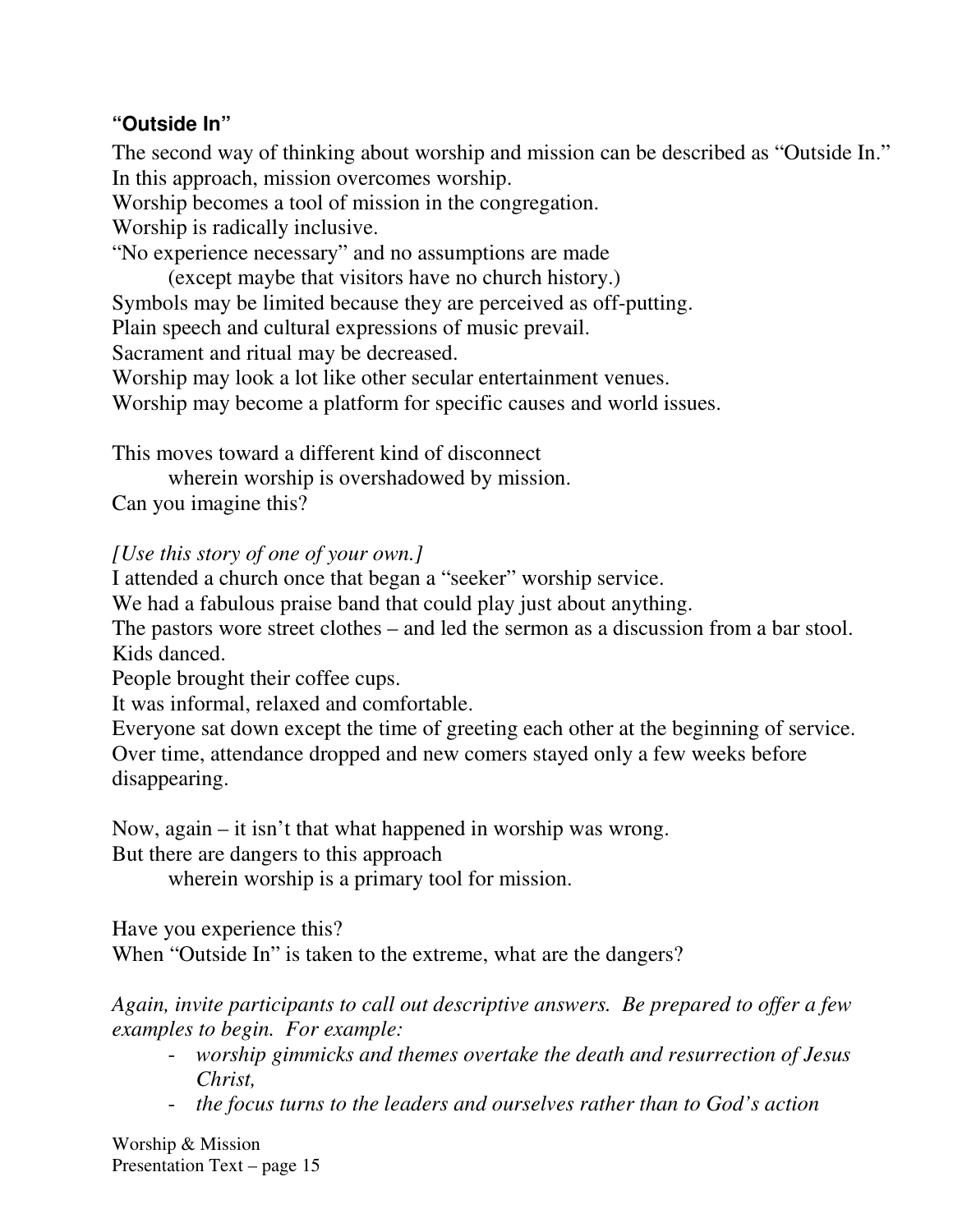### **"Outside In"**

The second way of thinking about worship and mission can be described as "Outside In."
In this approach, mission overcomes worship.
Worship becomes a tool of mission in the congregation.
Worship is radically inclusive.
"No experience necessary" and no assumptions are made
(except maybe that visitors have no church history.)
Symbols may be limited because they are perceived as off-putting.
Plain speech and cultural expressions of music prevail.
Sacrament and ritual may be decreased.
Worship may look a lot like other secular entertainment venues.
Worship may become a platform for specific causes and world issues.

This moves toward a different kind of disconnect
wherein worship is overshadowed by mission.
Can you imagine this?

*[Use this story of one of your own.]*
I attended a church once that began a "seeker" worship service.
We had a fabulous praise band that could play just about anything.
The pastors wore street clothes – and led the sermon as a discussion from a bar stool.
Kids danced.
People brought their coffee cups.
It was informal, relaxed and comfortable.
Everyone sat down except the time of greeting each other at the beginning of service.
Over time, attendance dropped and new comers stayed only a few weeks before disappearing.

Now, again – it isn't that what happened in worship was wrong.
But there are dangers to this approach
wherein worship is a primary tool for mission.

Have you experience this?
When "Outside In" is taken to the extreme, what are the dangers?

*Again, invite participants to call out descriptive answers. Be prepared to offer a few examples to begin. For example:*

- *worship gimmicks and themes overtake the death and resurrection of Jesus Christ,*
- *the focus turns to the leaders and ourselves rather than to God's action*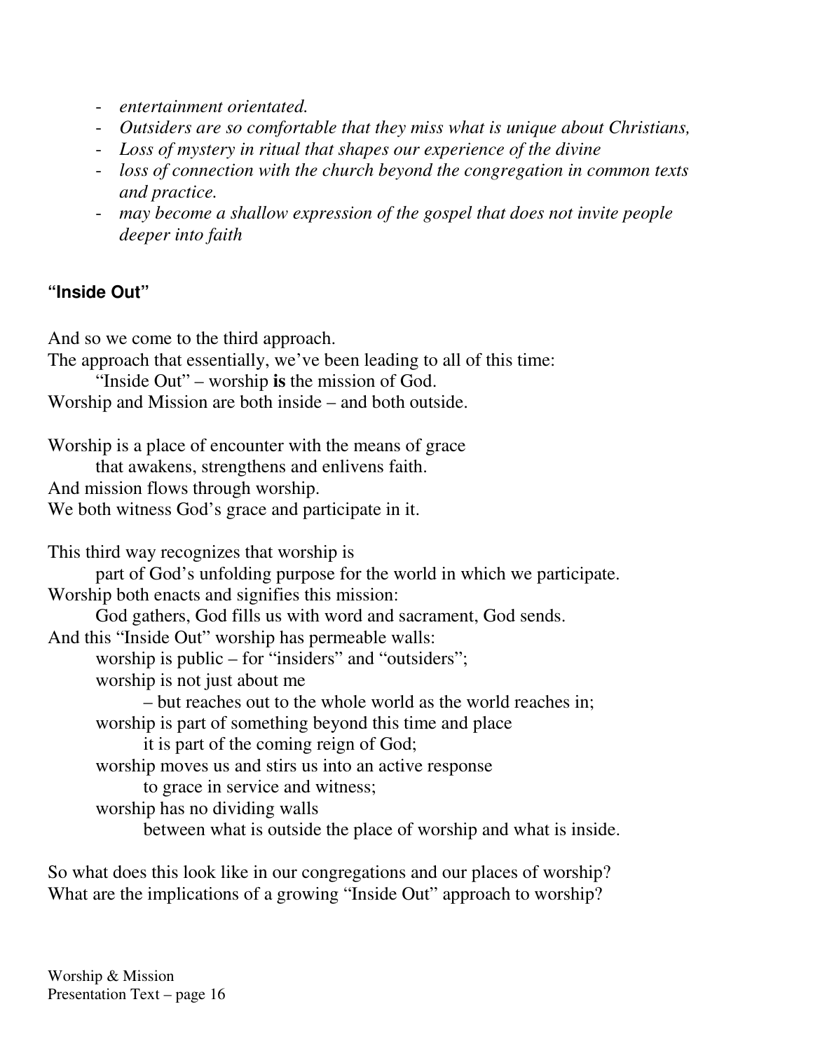- *entertainment orientated.*
- *Outsiders are so comfortable that they miss what is unique about Christians,*
- *Loss of mystery in ritual that shapes our experience of the divine*
- *loss of connection with the church beyond the congregation in common texts and practice.*
- *may become a shallow expression of the gospel that does not invite people deeper into faith*

### "Inside Out"

And so we come to the third approach.
The approach that essentially, we've been leading to all of this time:
    "Inside Out" – worship **is** the mission of God.
Worship and Mission are both inside – and both outside.

Worship is a place of encounter with the means of grace
    that awakens, strengthens and enlivens faith.
And mission flows through worship.
We both witness God's grace and participate in it.

This third way recognizes that worship is
    part of God's unfolding purpose for the world in which we participate.
Worship both enacts and signifies this mission:
    God gathers, God fills us with word and sacrament, God sends.
And this "Inside Out" worship has permeable walls:
    worship is public – for "insiders" and "outsiders";
    worship is not just about me
        – but reaches out to the whole world as the world reaches in;
    worship is part of something beyond this time and place
        it is part of the coming reign of God;
    worship moves us and stirs us into an active response
        to grace in service and witness;
    worship has no dividing walls
        between what is outside the place of worship and what is inside.

So what does this look like in our congregations and our places of worship?
What are the implications of a growing "Inside Out" approach to worship?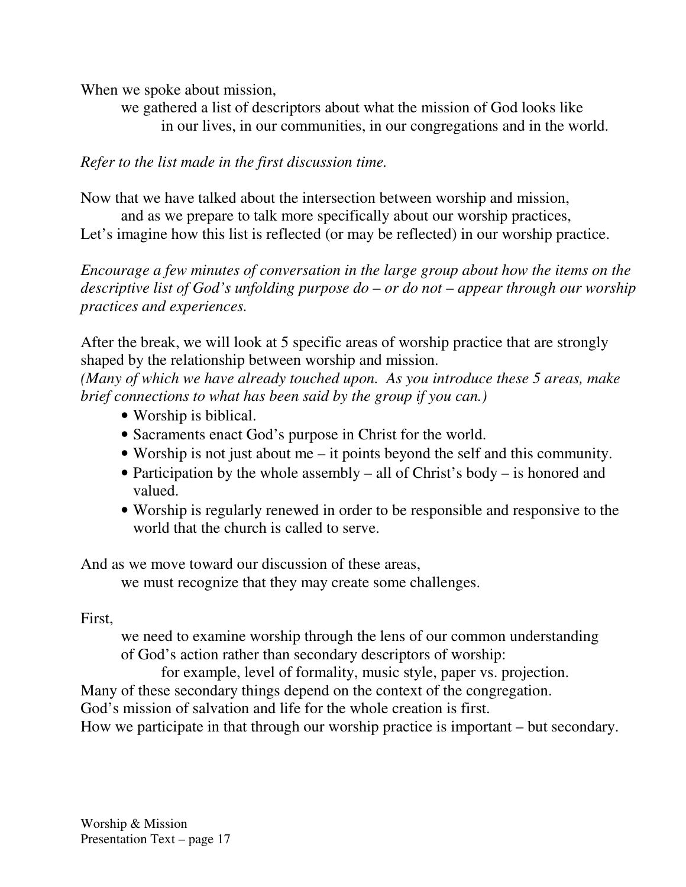When we spoke about mission,
we gathered a list of descriptors about what the mission of God looks like
in our lives, in our communities, in our congregations and in the world.

*Refer to the list made in the first discussion time.*

Now that we have talked about the intersection between worship and mission,
and as we prepare to talk more specifically about our worship practices,
Let's imagine how this list is reflected (or may be reflected) in our worship practice.

*Encourage a few minutes of conversation in the large group about how the items on the descriptive list of God's unfolding purpose do – or do not – appear through our worship practices and experiences.*

After the break, we will look at 5 specific areas of worship practice that are strongly shaped by the relationship between worship and mission.
*(Many of which we have already touched upon. As you introduce these 5 areas, make brief connections to what has been said by the group if you can.)*

- Worship is biblical.
- Sacraments enact God's purpose in Christ for the world.
- Worship is not just about me – it points beyond the self and this community.
- Participation by the whole assembly – all of Christ's body – is honored and valued.
- Worship is regularly renewed in order to be responsible and responsive to the world that the church is called to serve.

And as we move toward our discussion of these areas,
we must recognize that they may create some challenges.

First,
we need to examine worship through the lens of our common understanding of God's action rather than secondary descriptors of worship:
for example, level of formality, music style, paper vs. projection.
Many of these secondary things depend on the context of the congregation.
God's mission of salvation and life for the whole creation is first.
How we participate in that through our worship practice is important – but secondary.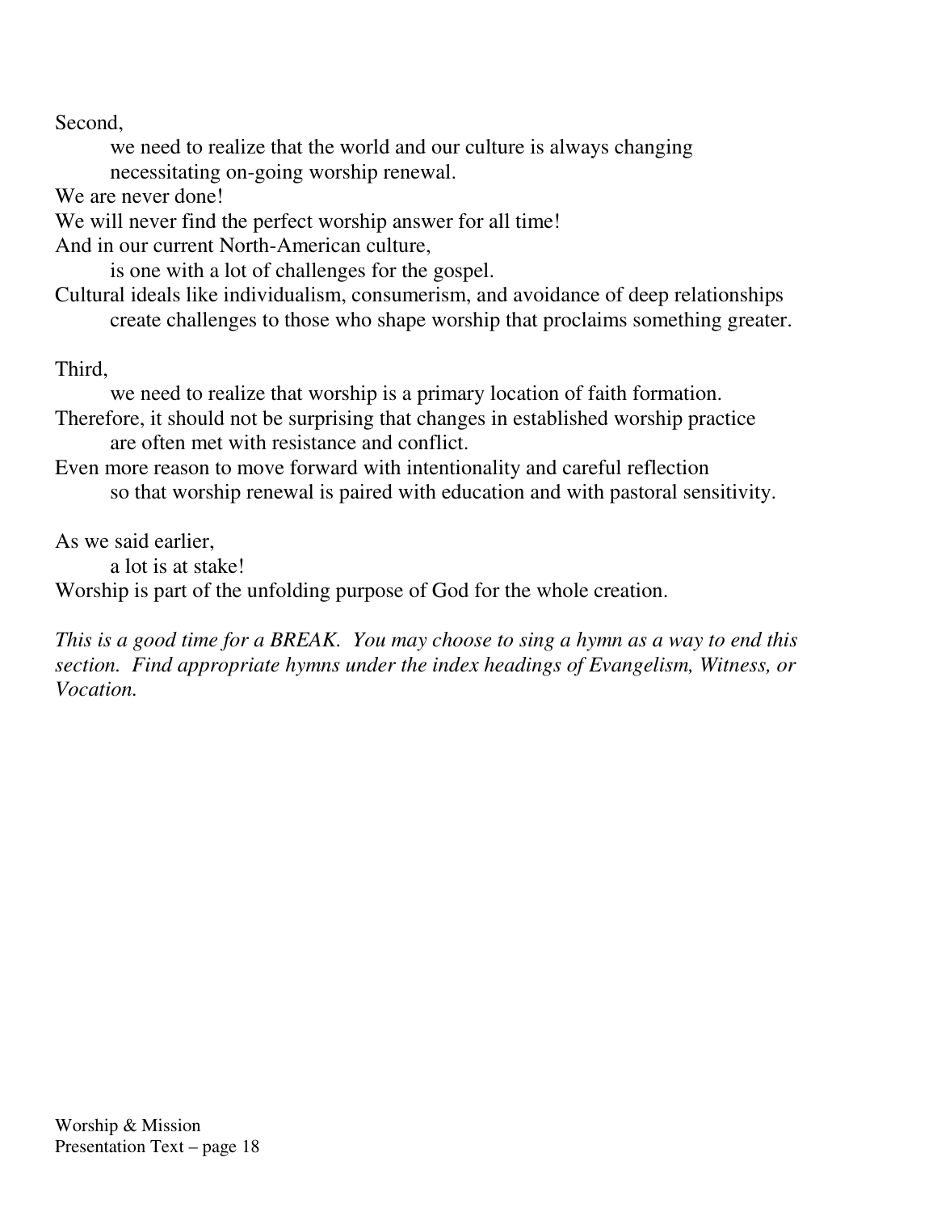Second,

we need to realize that the world and our culture is always changing necessitating on-going worship renewal.

We are never done!

We will never find the perfect worship answer for all time!

And in our current North-American culture,

is one with a lot of challenges for the gospel.

Cultural ideals like individualism, consumerism, and avoidance of deep relationships create challenges to those who shape worship that proclaims something greater.

Third,

we need to realize that worship is a primary location of faith formation.

Therefore, it should not be surprising that changes in established worship practice are often met with resistance and conflict.

Even more reason to move forward with intentionality and careful reflection so that worship renewal is paired with education and with pastoral sensitivity.

As we said earlier,

a lot is at stake!

Worship is part of the unfolding purpose of God for the whole creation.

*This is a good time for a BREAK. You may choose to sing a hymn as a way to end this section. Find appropriate hymns under the index headings of Evangelism, Witness, or Vocation.*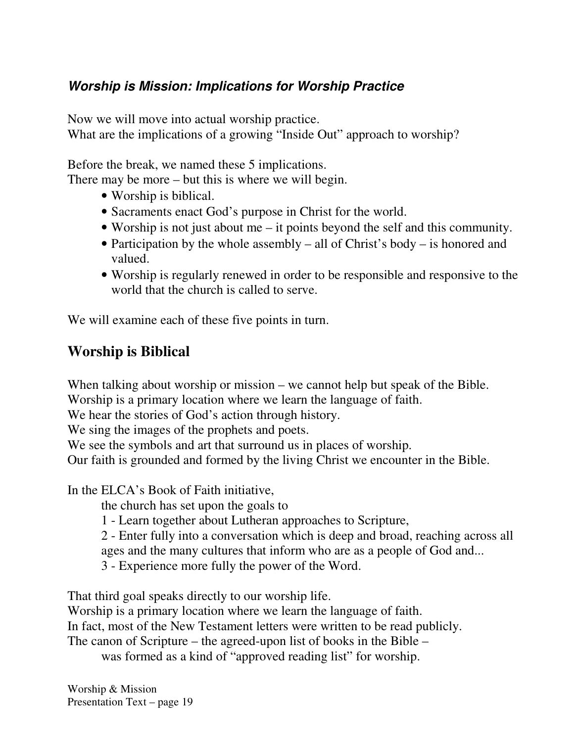### *Worship is Mission: Implications for Worship Practice*

Now we will move into actual worship practice.
What are the implications of a growing "Inside Out" approach to worship?

Before the break, we named these 5 implications.
There may be more – but this is where we will begin.

- Worship is biblical.
- Sacraments enact God's purpose in Christ for the world.
- Worship is not just about me – it points beyond the self and this community.
- Participation by the whole assembly – all of Christ's body – is honored and valued.
- Worship is regularly renewed in order to be responsible and responsive to the world that the church is called to serve.

We will examine each of these five points in turn.

## Worship is Biblical

When talking about worship or mission – we cannot help but speak of the Bible.
Worship is a primary location where we learn the language of faith.
We hear the stories of God's action through history.
We sing the images of the prophets and poets.
We see the symbols and art that surround us in places of worship.
Our faith is grounded and formed by the living Christ we encounter in the Bible.

In the ELCA's Book of Faith initiative,
the church has set upon the goals to
1 - Learn together about Lutheran approaches to Scripture,
2 - Enter fully into a conversation which is deep and broad, reaching across all ages and the many cultures that inform who are as a people of God and...
3 - Experience more fully the power of the Word.

That third goal speaks directly to our worship life.
Worship is a primary location where we learn the language of faith.
In fact, most of the New Testament letters were written to be read publicly.
The canon of Scripture – the agreed-upon list of books in the Bible –
was formed as a kind of "approved reading list" for worship.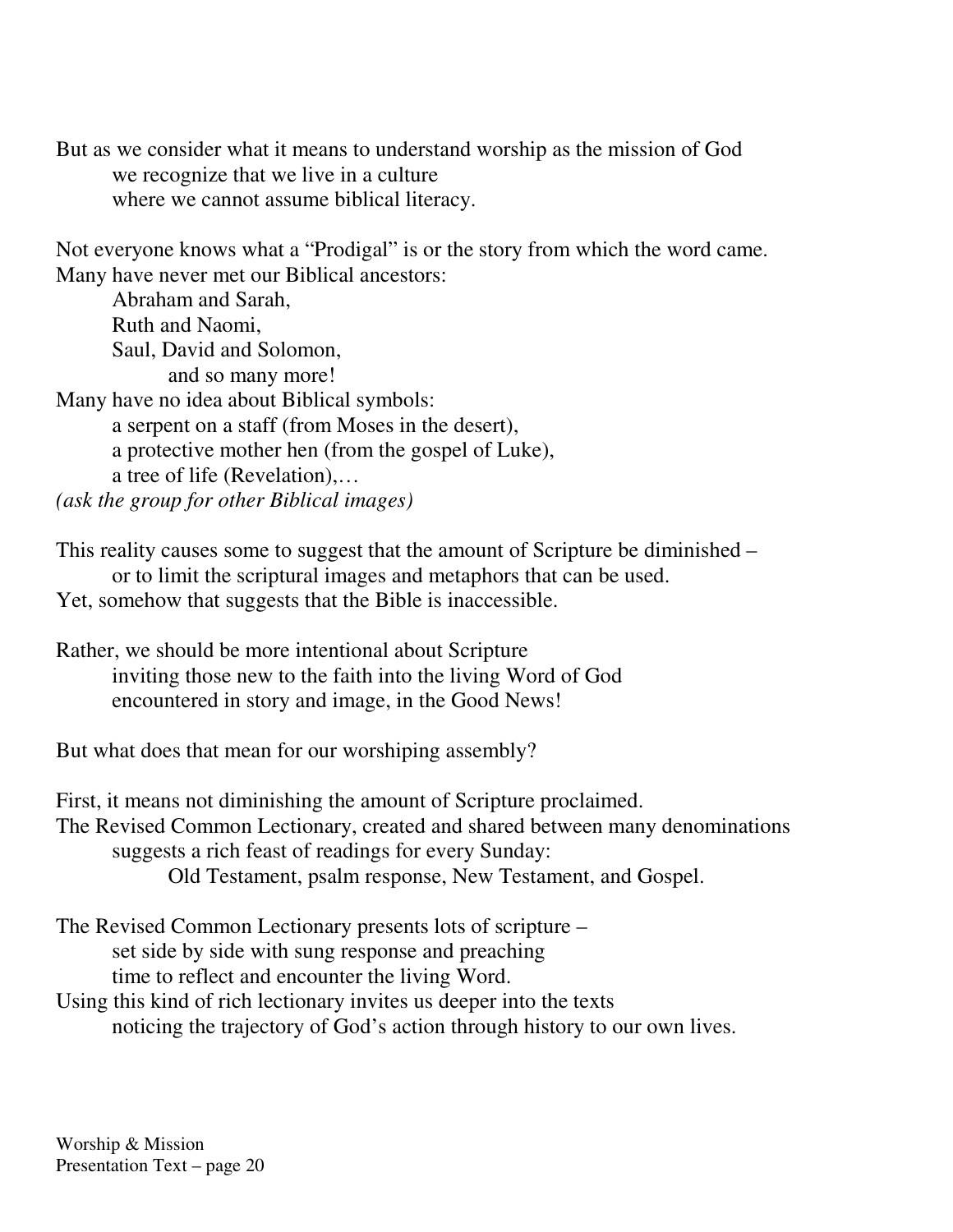But as we consider what it means to understand worship as the mission of God
we recognize that we live in a culture
where we cannot assume biblical literacy.

Not everyone knows what a "Prodigal" is or the story from which the word came.
Many have never met our Biblical ancestors:
Abraham and Sarah,
Ruth and Naomi,
Saul, David and Solomon,
and so many more!
Many have no idea about Biblical symbols:
a serpent on a staff (from Moses in the desert),
a protective mother hen (from the gospel of Luke),
a tree of life (Revelation),…
*(ask the group for other Biblical images)*

This reality causes some to suggest that the amount of Scripture be diminished –
or to limit the scriptural images and metaphors that can be used.
Yet, somehow that suggests that the Bible is inaccessible.

Rather, we should be more intentional about Scripture
inviting those new to the faith into the living Word of God
encountered in story and image, in the Good News!

But what does that mean for our worshiping assembly?

First, it means not diminishing the amount of Scripture proclaimed.
The Revised Common Lectionary, created and shared between many denominations
suggests a rich feast of readings for every Sunday:
Old Testament, psalm response, New Testament, and Gospel.

The Revised Common Lectionary presents lots of scripture –
set side by side with sung response and preaching
time to reflect and encounter the living Word.
Using this kind of rich lectionary invites us deeper into the texts
noticing the trajectory of God's action through history to our own lives.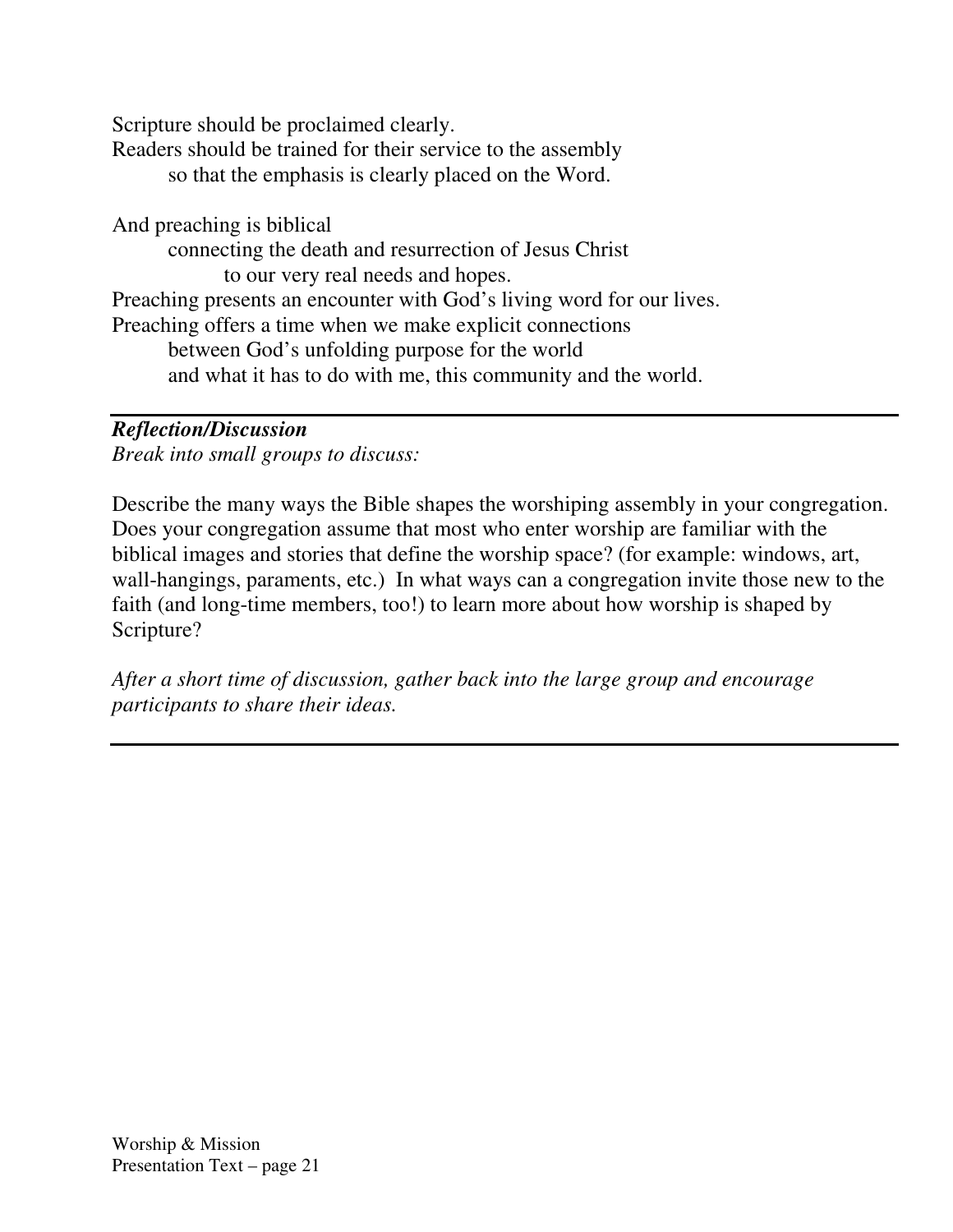Scripture should be proclaimed clearly.
Readers should be trained for their service to the assembly
so that the emphasis is clearly placed on the Word.

And preaching is biblical
connecting the death and resurrection of Jesus Christ
to our very real needs and hopes.
Preaching presents an encounter with God's living word for our lives.
Preaching offers a time when we make explicit connections
between God's unfolding purpose for the world
and what it has to do with me, this community and the world.

---

***Reflection/Discussion***
*Break into small groups to discuss:*

Describe the many ways the Bible shapes the worshiping assembly in your congregation. Does your congregation assume that most who enter worship are familiar with the biblical images and stories that define the worship space? (for example: windows, art, wall-hangings, paraments, etc.) In what ways can a congregation invite those new to the faith (and long-time members, too!) to learn more about how worship is shaped by Scripture?

*After a short time of discussion, gather back into the large group and encourage participants to share their ideas.*

---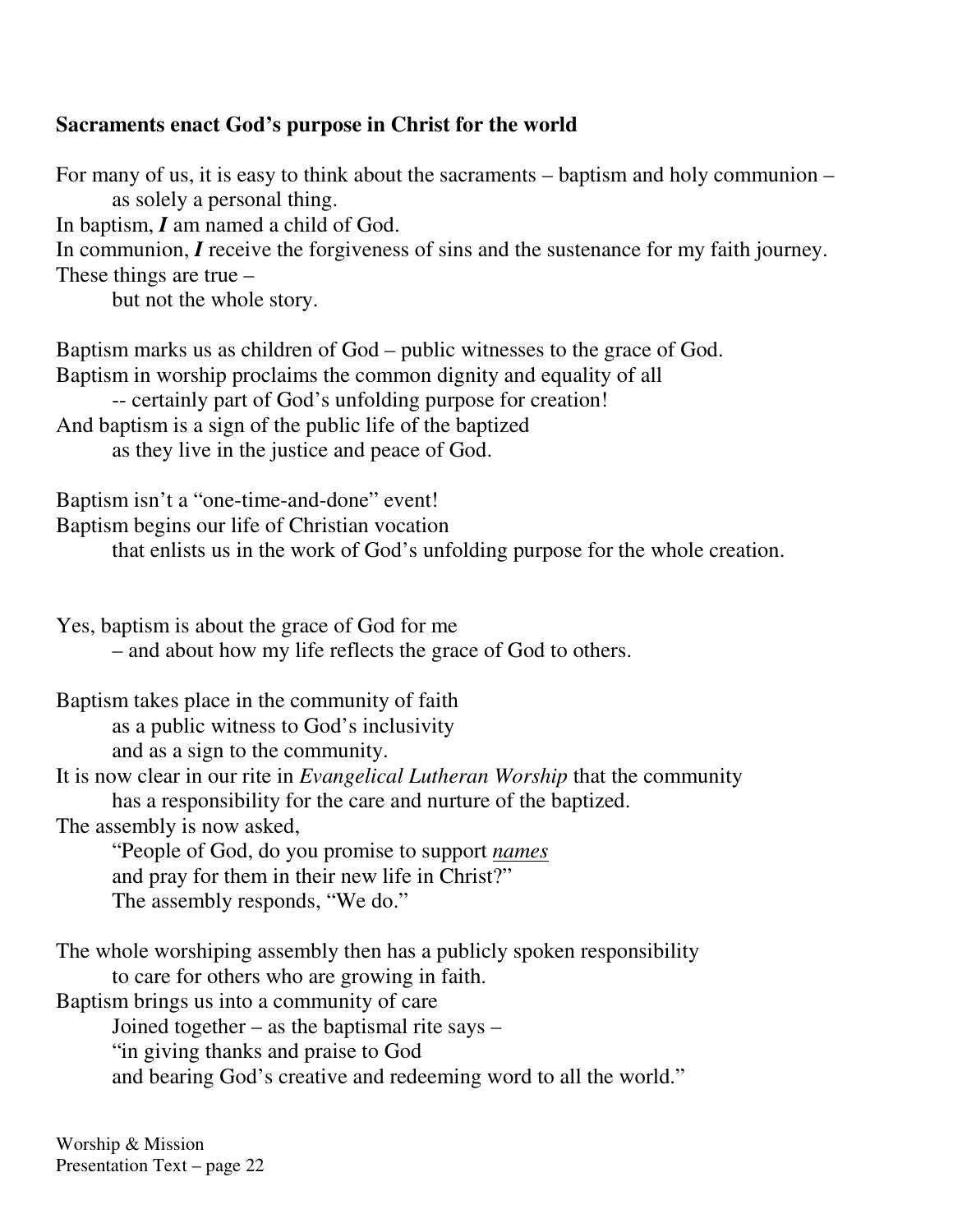**Sacraments enact God's purpose in Christ for the world**

For many of us, it is easy to think about the sacraments – baptism and holy communion –
as solely a personal thing.
In baptism, ***I*** am named a child of God.
In communion, ***I*** receive the forgiveness of sins and the sustenance for my faith journey.
These things are true –
but not the whole story.

Baptism marks us as children of God – public witnesses to the grace of God.
Baptism in worship proclaims the common dignity and equality of all
-- certainly part of God's unfolding purpose for creation!
And baptism is a sign of the public life of the baptized
as they live in the justice and peace of God.

Baptism isn't a "one-time-and-done" event!
Baptism begins our life of Christian vocation
that enlists us in the work of God's unfolding purpose for the whole creation.

Yes, baptism is about the grace of God for me
– and about how my life reflects the grace of God to others.

Baptism takes place in the community of faith
as a public witness to God's inclusivity
and as a sign to the community.
It is now clear in our rite in *Evangelical Lutheran Worship* that the community
has a responsibility for the care and nurture of the baptized.
The assembly is now asked,
"People of God, do you promise to support *names*
and pray for them in their new life in Christ?"
The assembly responds, "We do."

The whole worshiping assembly then has a publicly spoken responsibility
to care for others who are growing in faith.
Baptism brings us into a community of care
Joined together – as the baptismal rite says –
"in giving thanks and praise to God
and bearing God's creative and redeeming word to all the world."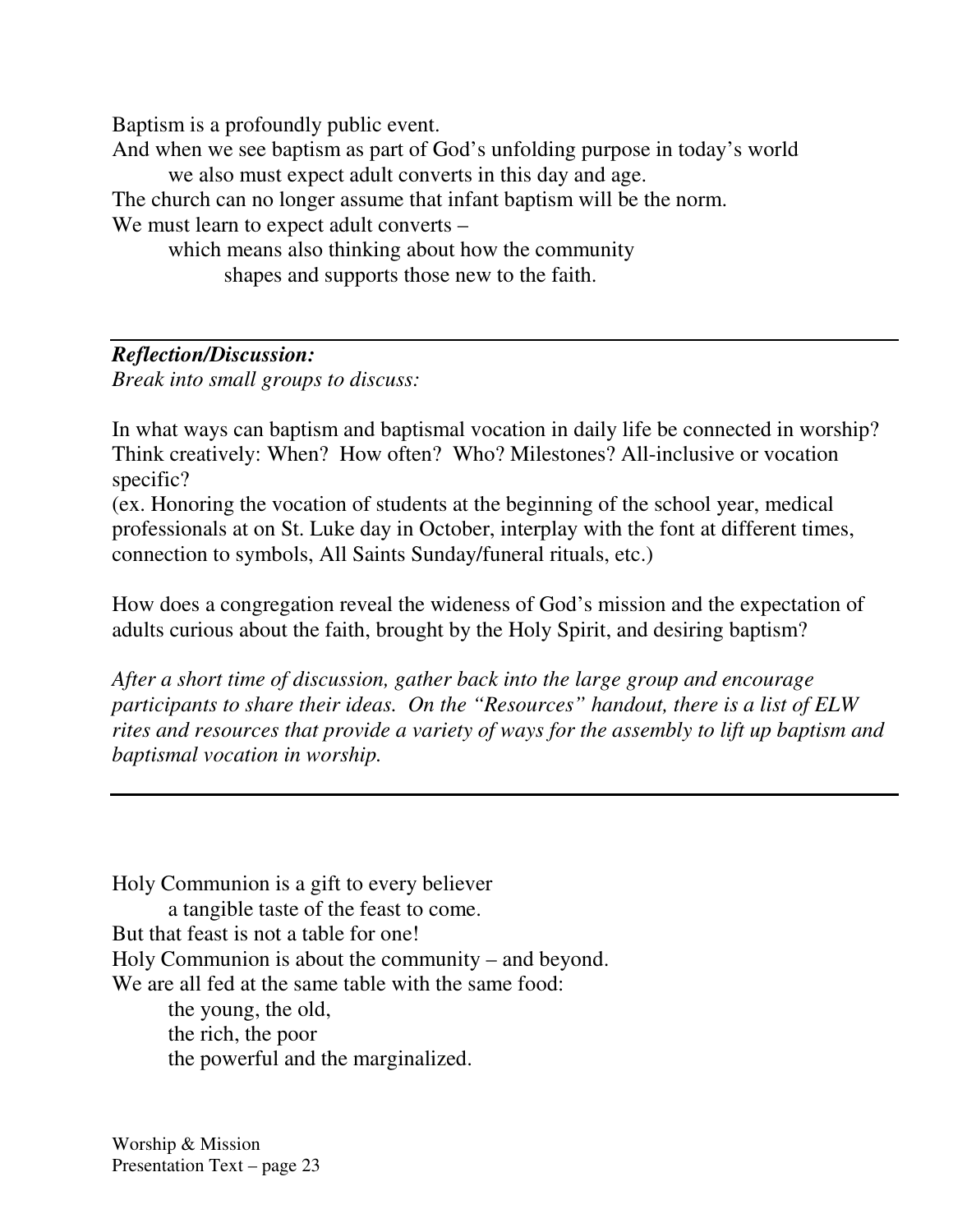Baptism is a profoundly public event.
And when we see baptism as part of God's unfolding purpose in today's world
we also must expect adult converts in this day and age.
The church can no longer assume that infant baptism will be the norm.
We must learn to expect adult converts –
which means also thinking about how the community
shapes and supports those new to the faith.

---

***Reflection/Discussion:***
*Break into small groups to discuss:*

In what ways can baptism and baptismal vocation in daily life be connected in worship? Think creatively: When? How often? Who? Milestones? All-inclusive or vocation specific?
(ex. Honoring the vocation of students at the beginning of the school year, medical professionals at on St. Luke day in October, interplay with the font at different times, connection to symbols, All Saints Sunday/funeral rituals, etc.)

How does a congregation reveal the wideness of God's mission and the expectation of adults curious about the faith, brought by the Holy Spirit, and desiring baptism?

*After a short time of discussion, gather back into the large group and encourage participants to share their ideas. On the "Resources" handout, there is a list of ELW rites and resources that provide a variety of ways for the assembly to lift up baptism and baptismal vocation in worship.*

---

Holy Communion is a gift to every believer
a tangible taste of the feast to come.
But that feast is not a table for one!
Holy Communion is about the community – and beyond.
We are all fed at the same table with the same food:
the young, the old,
the rich, the poor
the powerful and the marginalized.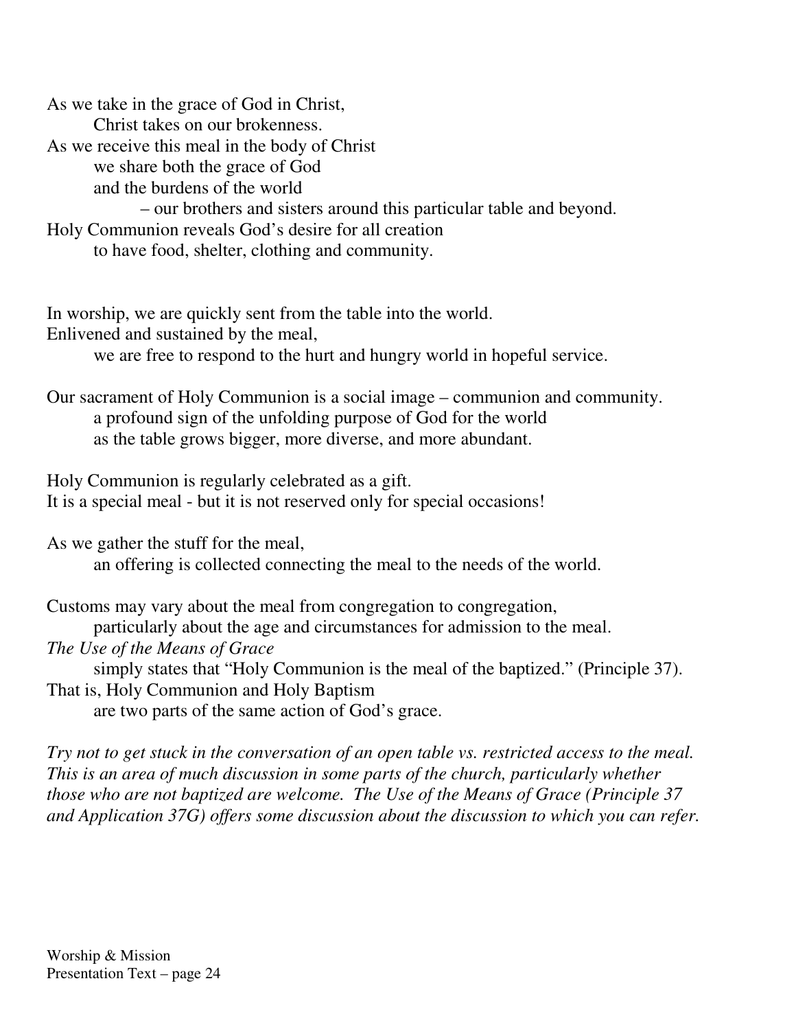As we take in the grace of God in Christ,
Christ takes on our brokenness.
As we receive this meal in the body of Christ
we share both the grace of God
and the burdens of the world
– our brothers and sisters around this particular table and beyond.
Holy Communion reveals God's desire for all creation
to have food, shelter, clothing and community.

In worship, we are quickly sent from the table into the world.
Enlivened and sustained by the meal,
we are free to respond to the hurt and hungry world in hopeful service.

Our sacrament of Holy Communion is a social image – communion and community.
a profound sign of the unfolding purpose of God for the world
as the table grows bigger, more diverse, and more abundant.

Holy Communion is regularly celebrated as a gift.
It is a special meal - but it is not reserved only for special occasions!

As we gather the stuff for the meal,
an offering is collected connecting the meal to the needs of the world.

Customs may vary about the meal from congregation to congregation,
particularly about the age and circumstances for admission to the meal.
*The Use of the Means of Grace*
simply states that "Holy Communion is the meal of the baptized." (Principle 37).
That is, Holy Communion and Holy Baptism
are two parts of the same action of God's grace.

*Try not to get stuck in the conversation of an open table vs. restricted access to the meal. This is an area of much discussion in some parts of the church, particularly whether those who are not baptized are welcome. The Use of the Means of Grace (Principle 37 and Application 37G) offers some discussion about the discussion to which you can refer.*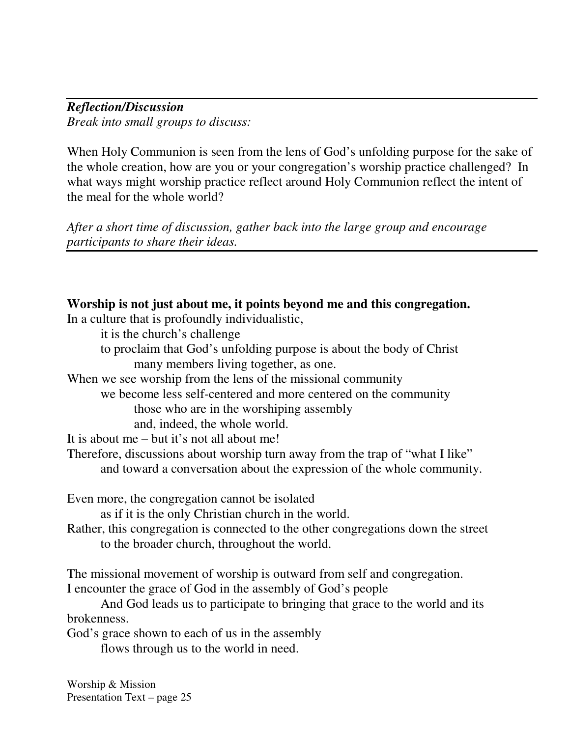***Reflection/Discussion***
*Break into small groups to discuss:*

When Holy Communion is seen from the lens of God's unfolding purpose for the sake of the whole creation, how are you or your congregation's worship practice challenged? In what ways might worship practice reflect around Holy Communion reflect the intent of the meal for the whole world?

*After a short time of discussion, gather back into the large group and encourage participants to share their ideas.*

---

**Worship is not just about me, it points beyond me and this congregation.**

In a culture that is profoundly individualistic,
  it is the church's challenge
  to proclaim that God's unfolding purpose is about the body of Christ
    many members living together, as one.
When we see worship from the lens of the missional community
  we become less self-centered and more centered on the community
    those who are in the worshiping assembly
    and, indeed, the whole world.
It is about me – but it's not all about me!
Therefore, discussions about worship turn away from the trap of "what I like"
  and toward a conversation about the expression of the whole community.

Even more, the congregation cannot be isolated
  as if it is the only Christian church in the world.
Rather, this congregation is connected to the other congregations down the street
  to the broader church, throughout the world.

The missional movement of worship is outward from self and congregation.
I encounter the grace of God in the assembly of God's people
  And God leads us to participate to bringing that grace to the world and its brokenness.
God's grace shown to each of us in the assembly
  flows through us to the world in need.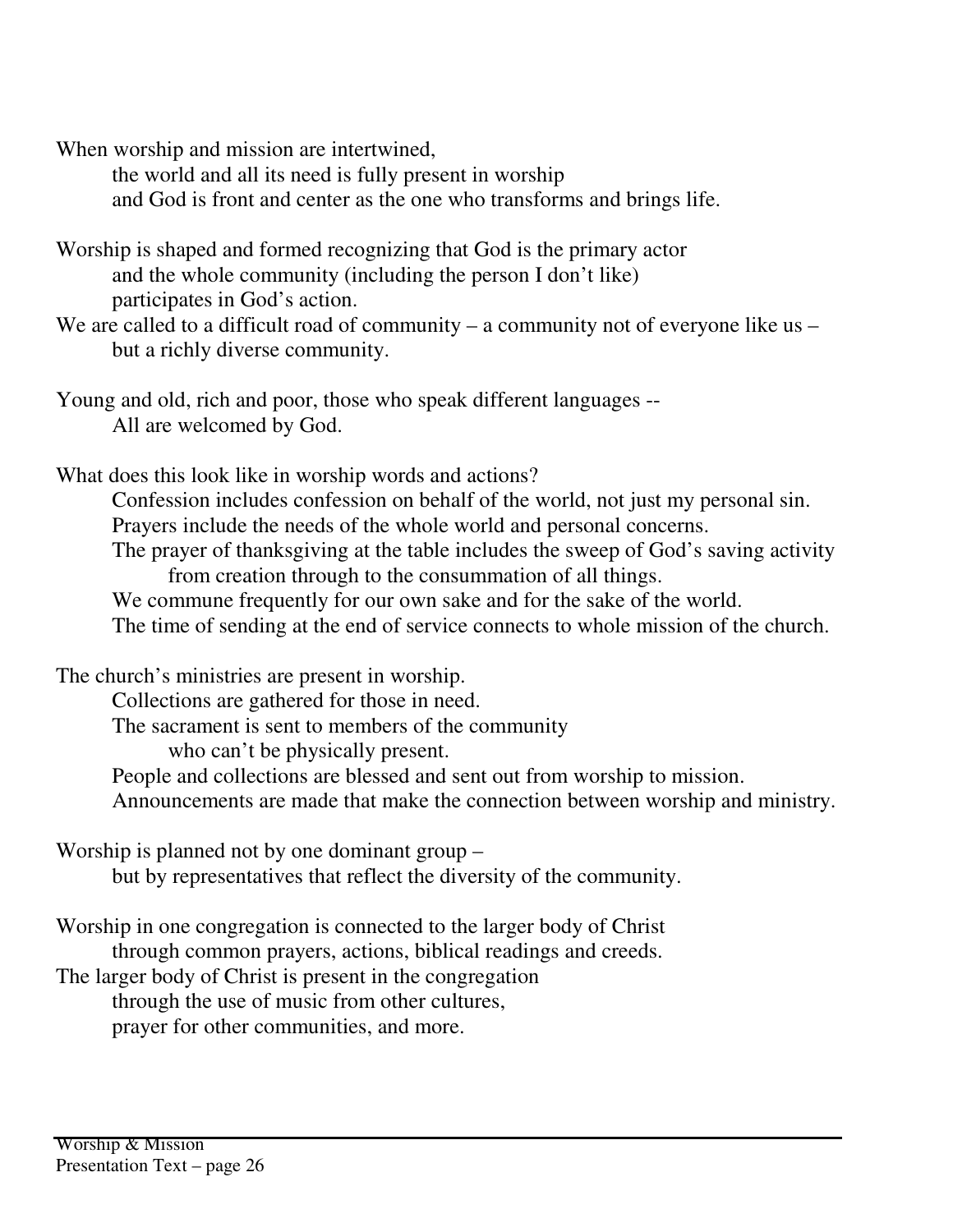When worship and mission are intertwined,
the world and all its need is fully present in worship
and God is front and center as the one who transforms and brings life.

Worship is shaped and formed recognizing that God is the primary actor
and the whole community (including the person I don't like)
participates in God's action.
We are called to a difficult road of community – a community not of everyone like us –
but a richly diverse community.

Young and old, rich and poor, those who speak different languages --
All are welcomed by God.

What does this look like in worship words and actions?

- Confession includes confession on behalf of the world, not just my personal sin.
- Prayers include the needs of the whole world and personal concerns.
- The prayer of thanksgiving at the table includes the sweep of God's saving activity from creation through to the consummation of all things.
- We commune frequently for our own sake and for the sake of the world.
- The time of sending at the end of service connects to whole mission of the church.

The church's ministries are present in worship.

- Collections are gathered for those in need.
- The sacrament is sent to members of the community who can't be physically present.
- People and collections are blessed and sent out from worship to mission.
- Announcements are made that make the connection between worship and ministry.

Worship is planned not by one dominant group –
but by representatives that reflect the diversity of the community.

Worship in one congregation is connected to the larger body of Christ
through common prayers, actions, biblical readings and creeds.
The larger body of Christ is present in the congregation
through the use of music from other cultures,
prayer for other communities, and more.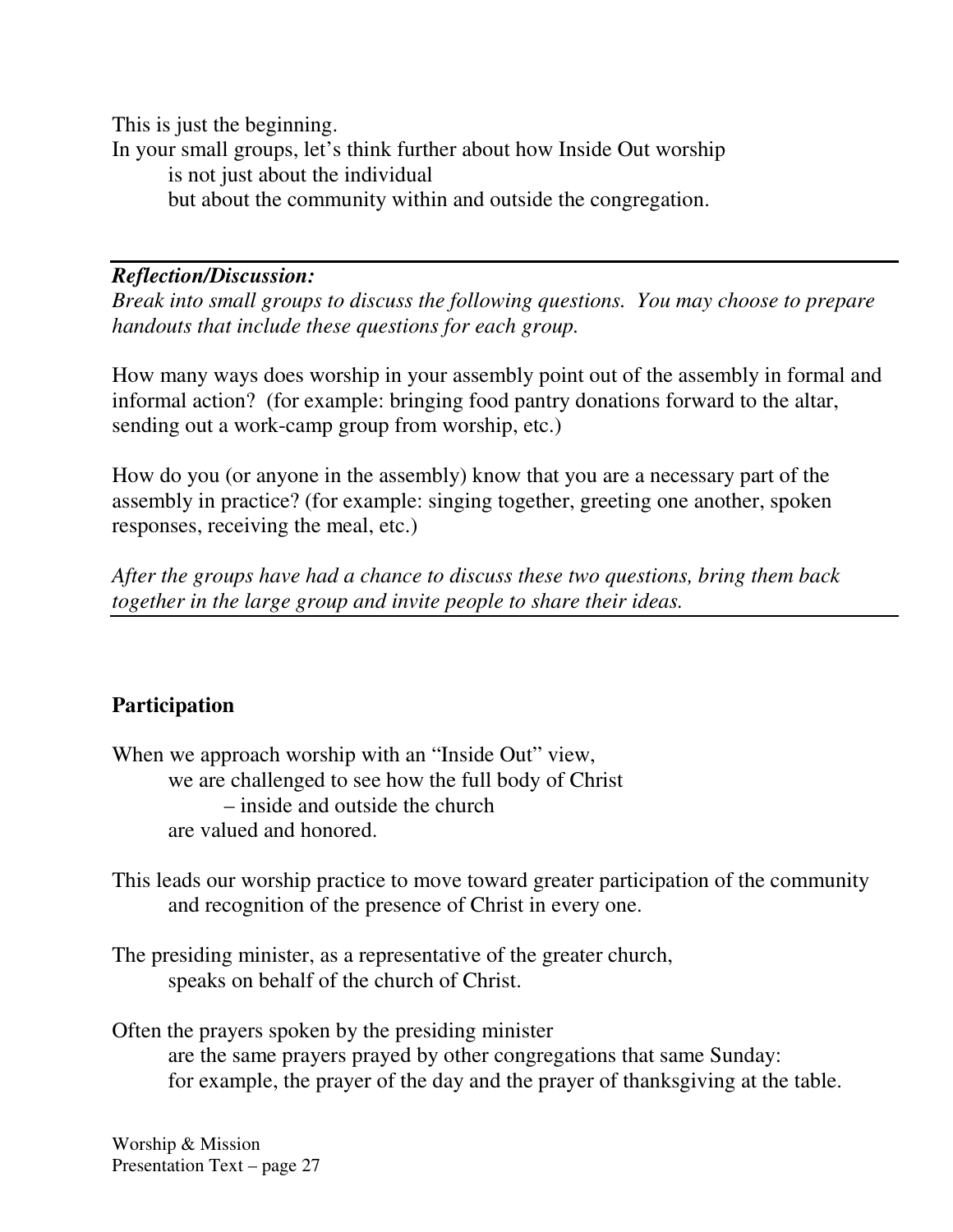This is just the beginning.
In your small groups, let's think further about how Inside Out worship
is not just about the individual
but about the community within and outside the congregation.

---

***Reflection/Discussion:***
*Break into small groups to discuss the following questions. You may choose to prepare handouts that include these questions for each group.*

How many ways does worship in your assembly point out of the assembly in formal and informal action? (for example: bringing food pantry donations forward to the altar, sending out a work-camp group from worship, etc.)

How do you (or anyone in the assembly) know that you are a necessary part of the assembly in practice? (for example: singing together, greeting one another, spoken responses, receiving the meal, etc.)

*After the groups have had a chance to discuss these two questions, bring them back together in the large group and invite people to share their ideas.*

---

**Participation**

When we approach worship with an "Inside Out" view,
we are challenged to see how the full body of Christ
– inside and outside the church
are valued and honored.

This leads our worship practice to move toward greater participation of the community
and recognition of the presence of Christ in every one.

The presiding minister, as a representative of the greater church,
speaks on behalf of the church of Christ.

Often the prayers spoken by the presiding minister
are the same prayers prayed by other congregations that same Sunday:
for example, the prayer of the day and the prayer of thanksgiving at the table.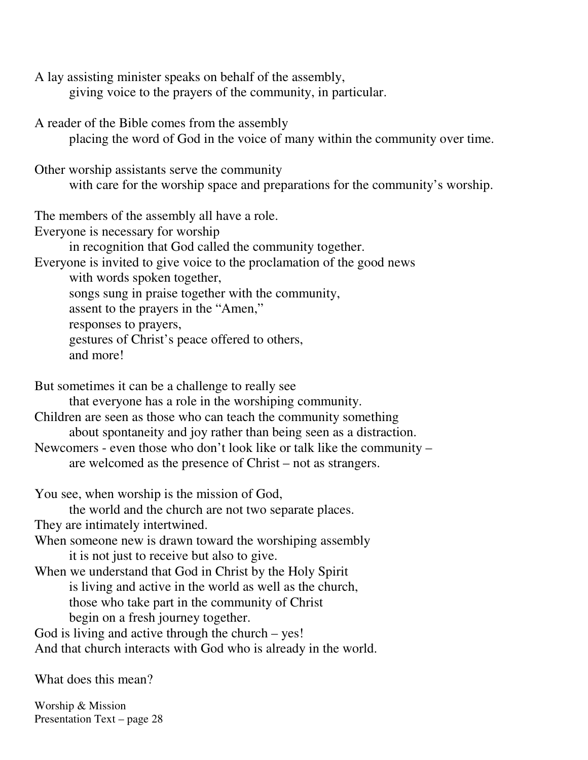A lay assisting minister speaks on behalf of the assembly,
    giving voice to the prayers of the community, in particular.

A reader of the Bible comes from the assembly
    placing the word of God in the voice of many within the community over time.

Other worship assistants serve the community
    with care for the worship space and preparations for the community's worship.

The members of the assembly all have a role.
Everyone is necessary for worship
    in recognition that God called the community together.
Everyone is invited to give voice to the proclamation of the good news
    with words spoken together,
    songs sung in praise together with the community,
    assent to the prayers in the "Amen,"
    responses to prayers,
    gestures of Christ's peace offered to others,
    and more!

But sometimes it can be a challenge to really see
    that everyone has a role in the worshiping community.
Children are seen as those who can teach the community something
    about spontaneity and joy rather than being seen as a distraction.
Newcomers - even those who don't look like or talk like the community –
    are welcomed as the presence of Christ – not as strangers.

You see, when worship is the mission of God,
    the world and the church are not two separate places.
They are intimately intertwined.
When someone new is drawn toward the worshiping assembly
    it is not just to receive but also to give.
When we understand that God in Christ by the Holy Spirit
    is living and active in the world as well as the church,
    those who take part in the community of Christ
    begin on a fresh journey together.
God is living and active through the church – yes!
And that church interacts with God who is already in the world.

What does this mean?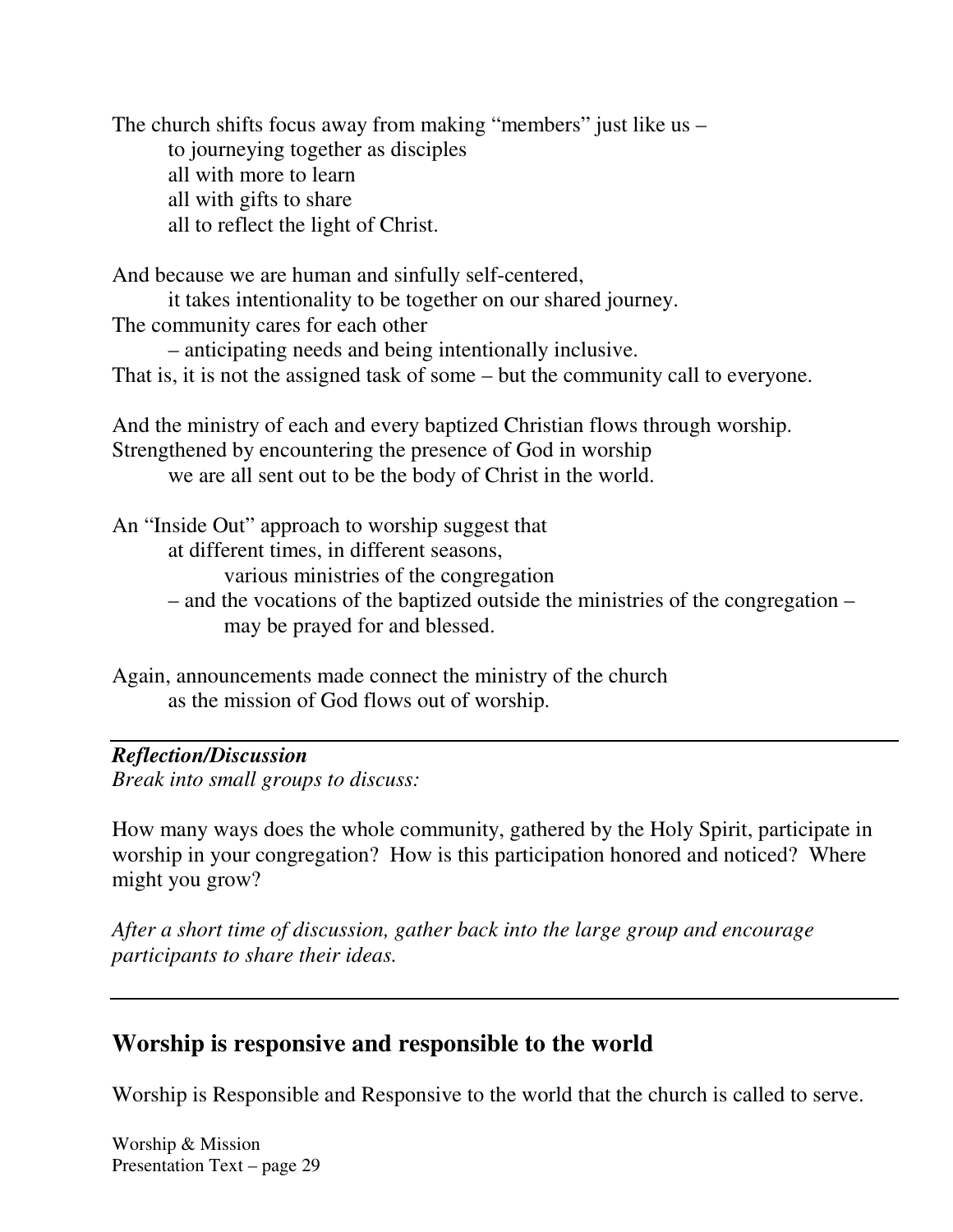The church shifts focus away from making "members" just like us –
to journeying together as disciples
all with more to learn
all with gifts to share
all to reflect the light of Christ.

And because we are human and sinfully self-centered,
it takes intentionality to be together on our shared journey.
The community cares for each other
– anticipating needs and being intentionally inclusive.
That is, it is not the assigned task of some – but the community call to everyone.

And the ministry of each and every baptized Christian flows through worship.
Strengthened by encountering the presence of God in worship
we are all sent out to be the body of Christ in the world.

An "Inside Out" approach to worship suggest that
at different times, in different seasons,
various ministries of the congregation
– and the vocations of the baptized outside the ministries of the congregation –
may be prayed for and blessed.

Again, announcements made connect the ministry of the church
as the mission of God flows out of worship.

---

***Reflection/Discussion***
*Break into small groups to discuss:*

How many ways does the whole community, gathered by the Holy Spirit, participate in worship in your congregation? How is this participation honored and noticed? Where might you grow?

*After a short time of discussion, gather back into the large group and encourage participants to share their ideas.*

---

## Worship is responsive and responsible to the world

Worship is Responsible and Responsive to the world that the church is called to serve.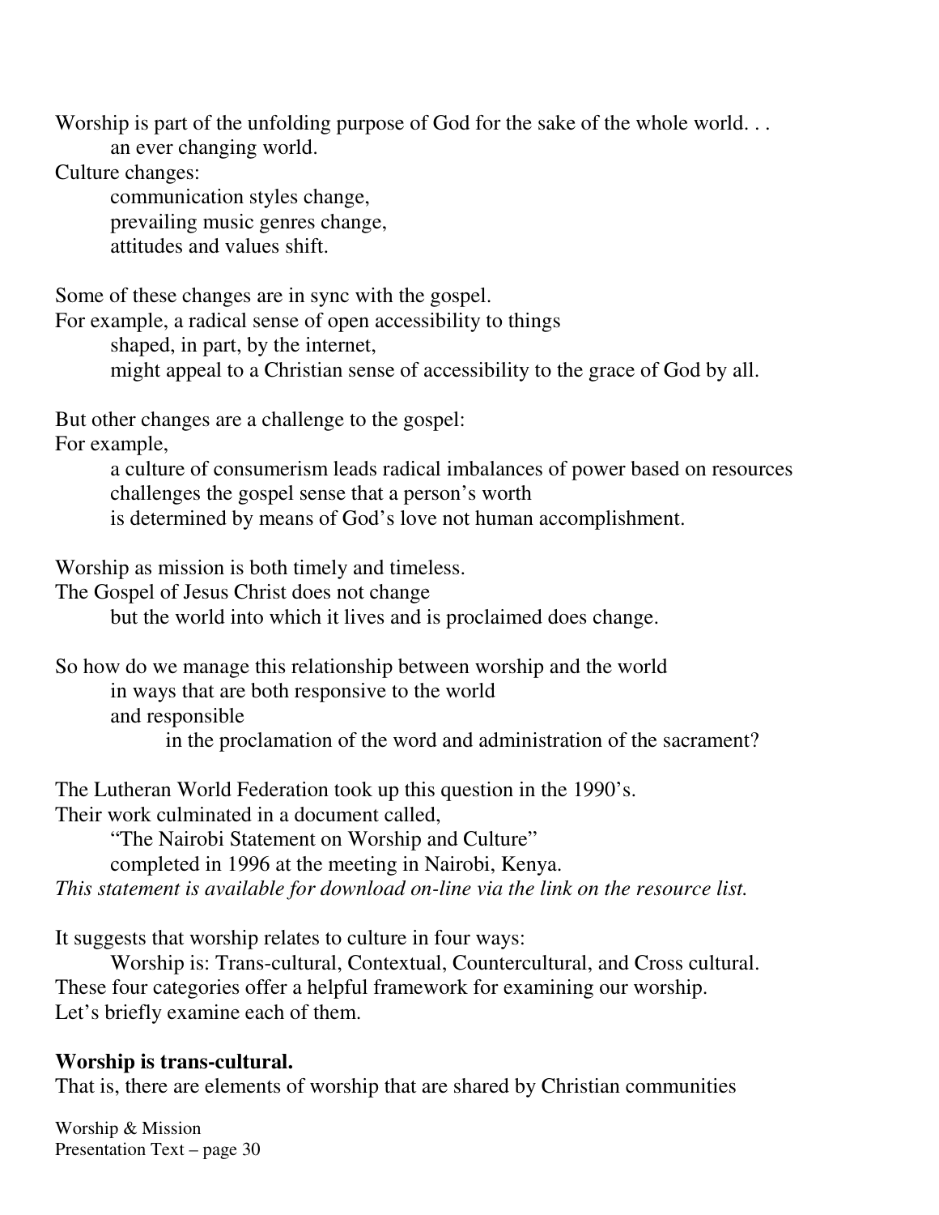Worship is part of the unfolding purpose of God for the sake of the whole world. . .
an ever changing world.
Culture changes:
communication styles change,
prevailing music genres change,
attitudes and values shift.

Some of these changes are in sync with the gospel.
For example, a radical sense of open accessibility to things
shaped, in part, by the internet,
might appeal to a Christian sense of accessibility to the grace of God by all.

But other changes are a challenge to the gospel:
For example,
a culture of consumerism leads radical imbalances of power based on resources
challenges the gospel sense that a person's worth
is determined by means of God's love not human accomplishment.

Worship as mission is both timely and timeless.
The Gospel of Jesus Christ does not change
but the world into which it lives and is proclaimed does change.

So how do we manage this relationship between worship and the world
in ways that are both responsive to the world
and responsible
in the proclamation of the word and administration of the sacrament?

The Lutheran World Federation took up this question in the 1990's.
Their work culminated in a document called,
"The Nairobi Statement on Worship and Culture"
completed in 1996 at the meeting in Nairobi, Kenya.
*This statement is available for download on-line via the link on the resource list.*

It suggests that worship relates to culture in four ways:
Worship is: Trans-cultural, Contextual, Countercultural, and Cross cultural.
These four categories offer a helpful framework for examining our worship.
Let's briefly examine each of them.

**Worship is trans-cultural.**
That is, there are elements of worship that are shared by Christian communities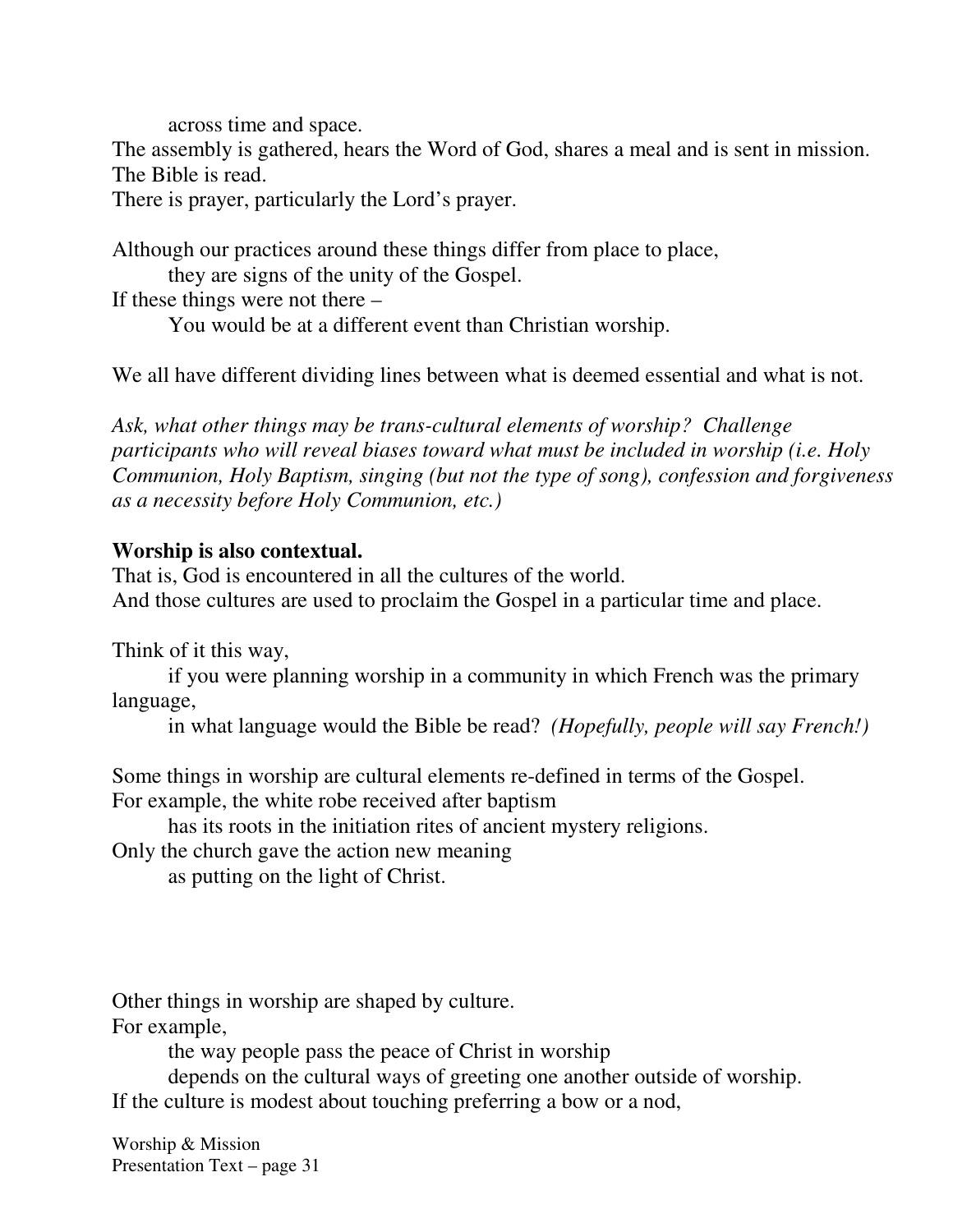across time and space.  
The assembly is gathered, hears the Word of God, shares a meal and is sent in mission.  
The Bible is read.  
There is prayer, particularly the Lord's prayer.

Although our practices around these things differ from place to place,  
they are signs of the unity of the Gospel.  
If these things were not there –  
You would be at a different event than Christian worship.

We all have different dividing lines between what is deemed essential and what is not.

*Ask, what other things may be trans-cultural elements of worship? Challenge participants who will reveal biases toward what must be included in worship (i.e. Holy Communion, Holy Baptism, singing (but not the type of song), confession and forgiveness as a necessity before Holy Communion, etc.)*

**Worship is also contextual.**  
That is, God is encountered in all the cultures of the world.  
And those cultures are used to proclaim the Gospel in a particular time and place.

Think of it this way,  
if you were planning worship in a community in which French was the primary language,  
in what language would the Bible be read? *(Hopefully, people will say French!)*

Some things in worship are cultural elements re-defined in terms of the Gospel.  
For example, the white robe received after baptism  
has its roots in the initiation rites of ancient mystery religions.  
Only the church gave the action new meaning  
as putting on the light of Christ.

Other things in worship are shaped by culture.  
For example,  
the way people pass the peace of Christ in worship  
depends on the cultural ways of greeting one another outside of worship.  
If the culture is modest about touching preferring a bow or a nod,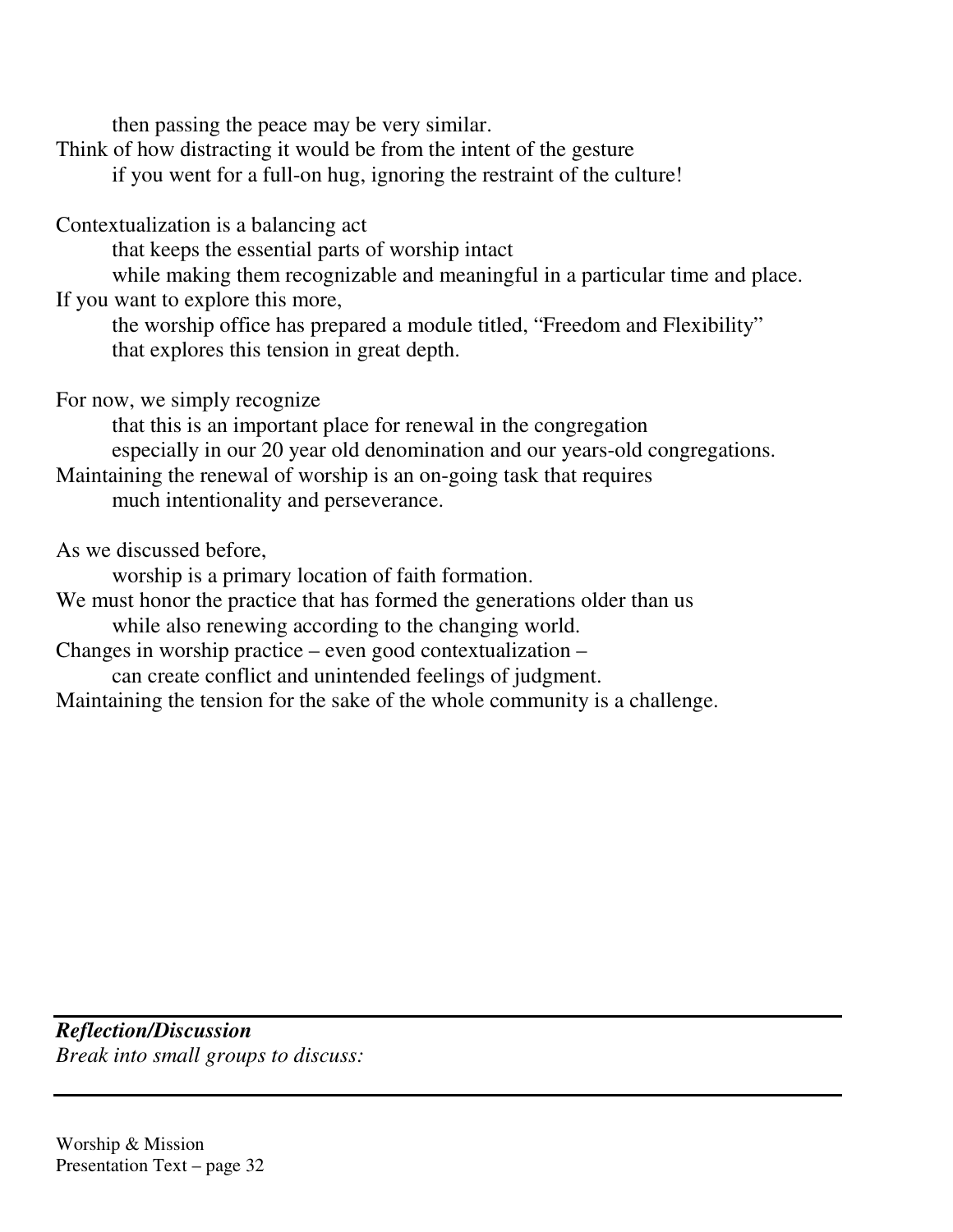then passing the peace may be very similar.
Think of how distracting it would be from the intent of the gesture
if you went for a full-on hug, ignoring the restraint of the culture!

Contextualization is a balancing act
that keeps the essential parts of worship intact
while making them recognizable and meaningful in a particular time and place.
If you want to explore this more,
the worship office has prepared a module titled, "Freedom and Flexibility"
that explores this tension in great depth.

For now, we simply recognize
that this is an important place for renewal in the congregation
especially in our 20 year old denomination and our years-old congregations.
Maintaining the renewal of worship is an on-going task that requires
much intentionality and perseverance.

As we discussed before,
worship is a primary location of faith formation.
We must honor the practice that has formed the generations older than us
while also renewing according to the changing world.
Changes in worship practice – even good contextualization –
can create conflict and unintended feelings of judgment.
Maintaining the tension for the sake of the whole community is a challenge.

---

***Reflection/Discussion***
*Break into small groups to discuss:*

---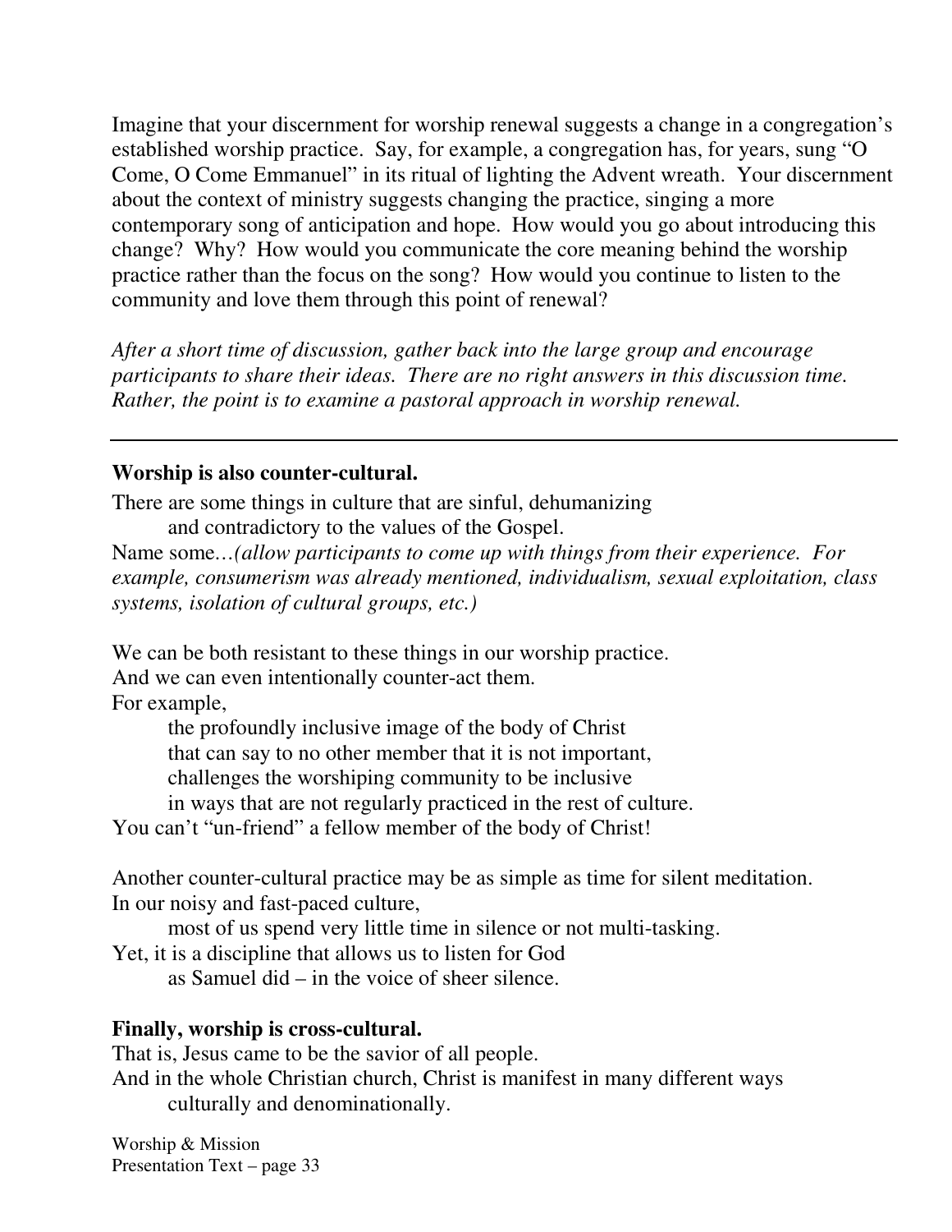Imagine that your discernment for worship renewal suggests a change in a congregation's established worship practice. Say, for example, a congregation has, for years, sung "O Come, O Come Emmanuel" in its ritual of lighting the Advent wreath. Your discernment about the context of ministry suggests changing the practice, singing a more contemporary song of anticipation and hope. How would you go about introducing this change? Why? How would you communicate the core meaning behind the worship practice rather than the focus on the song? How would you continue to listen to the community and love them through this point of renewal?

*After a short time of discussion, gather back into the large group and encourage participants to share their ideas. There are no right answers in this discussion time. Rather, the point is to examine a pastoral approach in worship renewal.*

---

**Worship is also counter-cultural.**

There are some things in culture that are sinful, dehumanizing
and contradictory to the values of the Gospel.
Name some…*(allow participants to come up with things from their experience. For example, consumerism was already mentioned, individualism, sexual exploitation, class systems, isolation of cultural groups, etc.)*

We can be both resistant to these things in our worship practice.
And we can even intentionally counter-act them.
For example,
the profoundly inclusive image of the body of Christ
that can say to no other member that it is not important,
challenges the worshiping community to be inclusive
in ways that are not regularly practiced in the rest of culture.
You can't "un-friend" a fellow member of the body of Christ!

Another counter-cultural practice may be as simple as time for silent meditation.
In our noisy and fast-paced culture,
most of us spend very little time in silence or not multi-tasking.
Yet, it is a discipline that allows us to listen for God
as Samuel did – in the voice of sheer silence.

**Finally, worship is cross-cultural.**

That is, Jesus came to be the savior of all people.
And in the whole Christian church, Christ is manifest in many different ways
culturally and denominationally.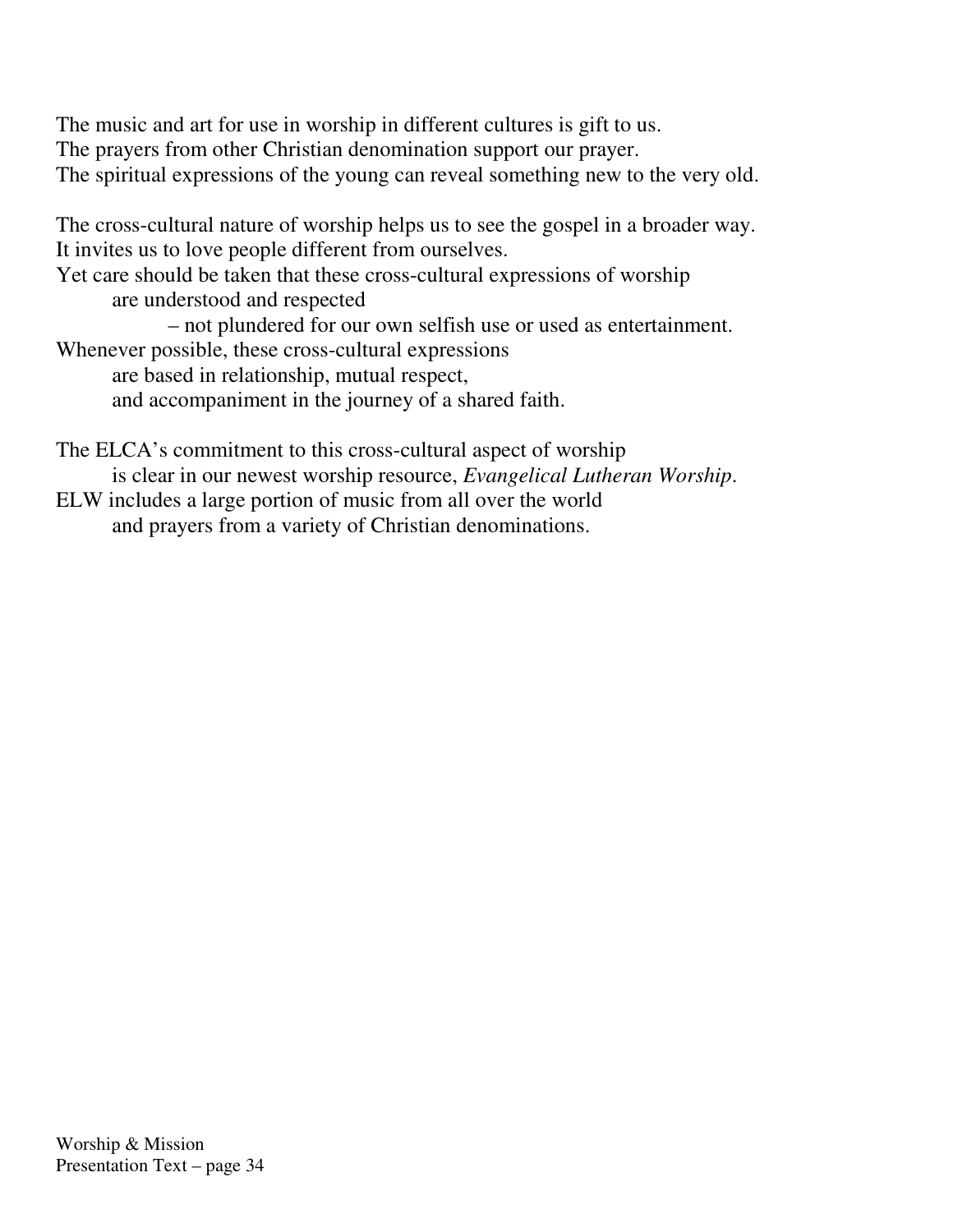The music and art for use in worship in different cultures is gift to us.
The prayers from other Christian denomination support our prayer.
The spiritual expressions of the young can reveal something new to the very old.

The cross-cultural nature of worship helps us to see the gospel in a broader way.
It invites us to love people different from ourselves.
Yet care should be taken that these cross-cultural expressions of worship
are understood and respected
– not plundered for our own selfish use or used as entertainment.
Whenever possible, these cross-cultural expressions
are based in relationship, mutual respect,
and accompaniment in the journey of a shared faith.

The ELCA's commitment to this cross-cultural aspect of worship
is clear in our newest worship resource, *Evangelical Lutheran Worship*.
ELW includes a large portion of music from all over the world
and prayers from a variety of Christian denominations.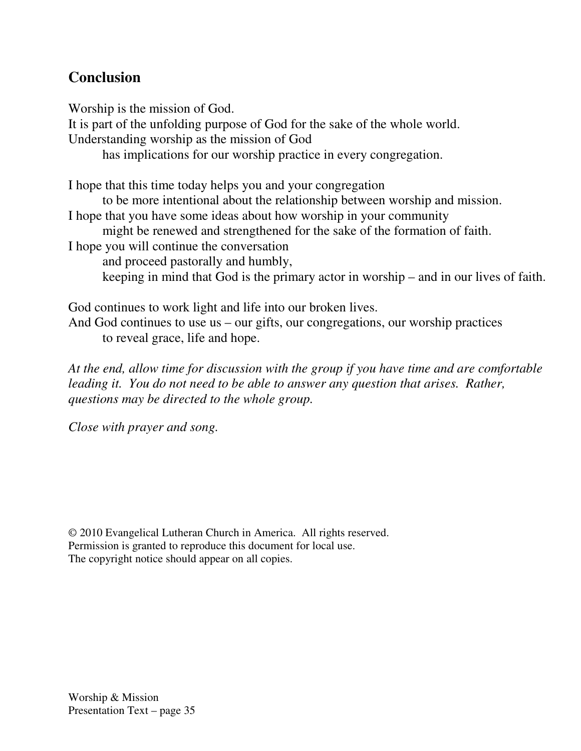## Conclusion

Worship is the mission of God.
It is part of the unfolding purpose of God for the sake of the whole world.
Understanding worship as the mission of God
has implications for our worship practice in every congregation.

I hope that this time today helps you and your congregation
to be more intentional about the relationship between worship and mission.
I hope that you have some ideas about how worship in your community
might be renewed and strengthened for the sake of the formation of faith.
I hope you will continue the conversation
and proceed pastorally and humbly,
keeping in mind that God is the primary actor in worship – and in our lives of faith.

God continues to work light and life into our broken lives.
And God continues to use us – our gifts, our congregations, our worship practices
to reveal grace, life and hope.

*At the end, allow time for discussion with the group if you have time and are comfortable leading it. You do not need to be able to answer any question that arises. Rather, questions may be directed to the whole group.*

*Close with prayer and song.*

© 2010 Evangelical Lutheran Church in America. All rights reserved.
Permission is granted to reproduce this document for local use.
The copyright notice should appear on all copies.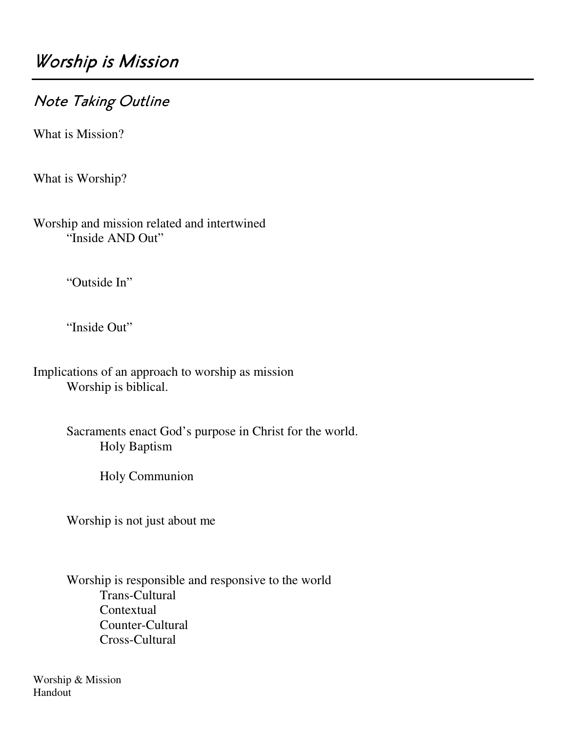# Worship is Mission

## Note Taking Outline

What is Mission?

What is Worship?

Worship and mission related and intertwined

- "Inside AND Out"
- "Outside In"
- "Inside Out"

Implications of an approach to worship as mission

- Worship is biblical.
- Sacraments enact God's purpose in Christ for the world.
  - Holy Baptism
  - Holy Communion
- Worship is not just about me
- Worship is responsible and responsive to the world
  - Trans-Cultural
  - Contextual
  - Counter-Cultural
  - Cross-Cultural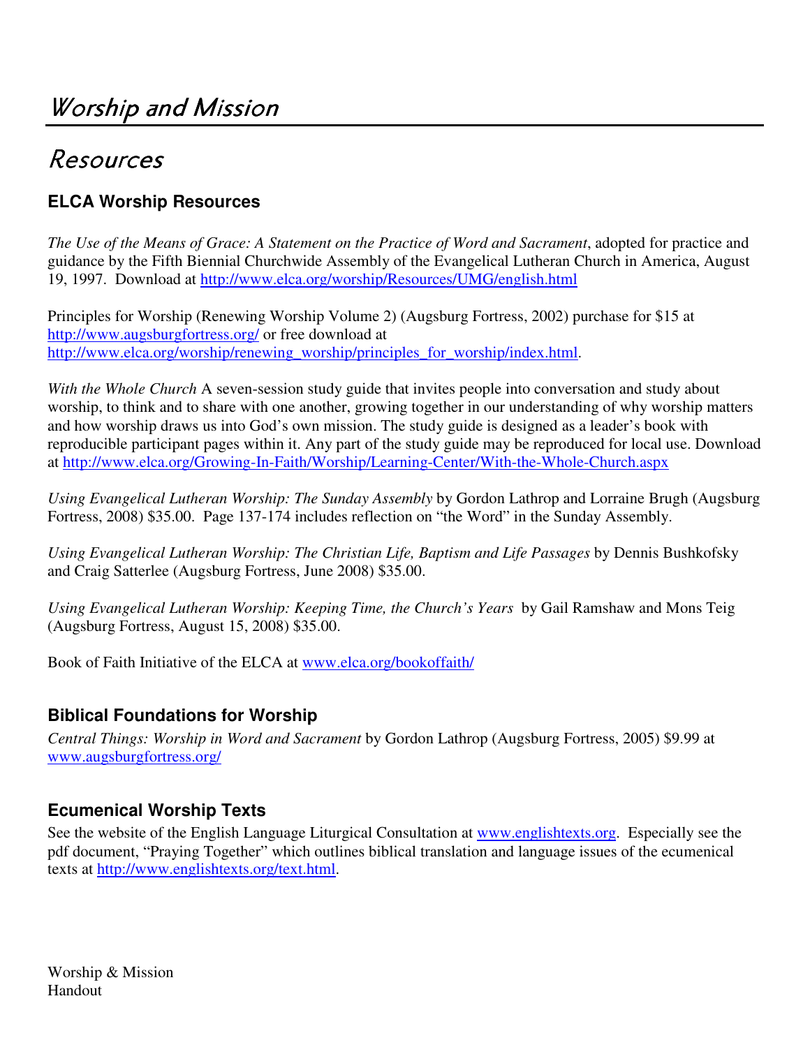# Worship and Mission

## Resources

### ELCA Worship Resources

*The Use of the Means of Grace: A Statement on the Practice of Word and Sacrament*, adopted for practice and guidance by the Fifth Biennial Churchwide Assembly of the Evangelical Lutheran Church in America, August 19, 1997. Download at http://www.elca.org/worship/Resources/UMG/english.html

Principles for Worship (Renewing Worship Volume 2) (Augsburg Fortress, 2002) purchase for $15 at http://www.augsburgfortress.org/ or free download at http://www.elca.org/worship/renewing_worship/principles_for_worship/index.html.

*With the Whole Church* A seven-session study guide that invites people into conversation and study about worship, to think and to share with one another, growing together in our understanding of why worship matters and how worship draws us into God's own mission. The study guide is designed as a leader's book with reproducible participant pages within it. Any part of the study guide may be reproduced for local use. Download at http://www.elca.org/Growing-In-Faith/Worship/Learning-Center/With-the-Whole-Church.aspx

*Using Evangelical Lutheran Worship: The Sunday Assembly* by Gordon Lathrop and Lorraine Brugh (Augsburg Fortress, 2008) $35.00. Page 137-174 includes reflection on "the Word" in the Sunday Assembly.

*Using Evangelical Lutheran Worship: The Christian Life, Baptism and Life Passages* by Dennis Bushkofsky and Craig Satterlee (Augsburg Fortress, June 2008) $35.00.

*Using Evangelical Lutheran Worship: Keeping Time, the Church's Years* by Gail Ramshaw and Mons Teig (Augsburg Fortress, August 15, 2008) $35.00.

Book of Faith Initiative of the ELCA at www.elca.org/bookoffaith/

### Biblical Foundations for Worship

*Central Things: Worship in Word and Sacrament* by Gordon Lathrop (Augsburg Fortress, 2005) $9.99 at www.augsburgfortress.org/

### Ecumenical Worship Texts

See the website of the English Language Liturgical Consultation at www.englishtexts.org. Especially see the pdf document, "Praying Together" which outlines biblical translation and language issues of the ecumenical texts at http://www.englishtexts.org/text.html.